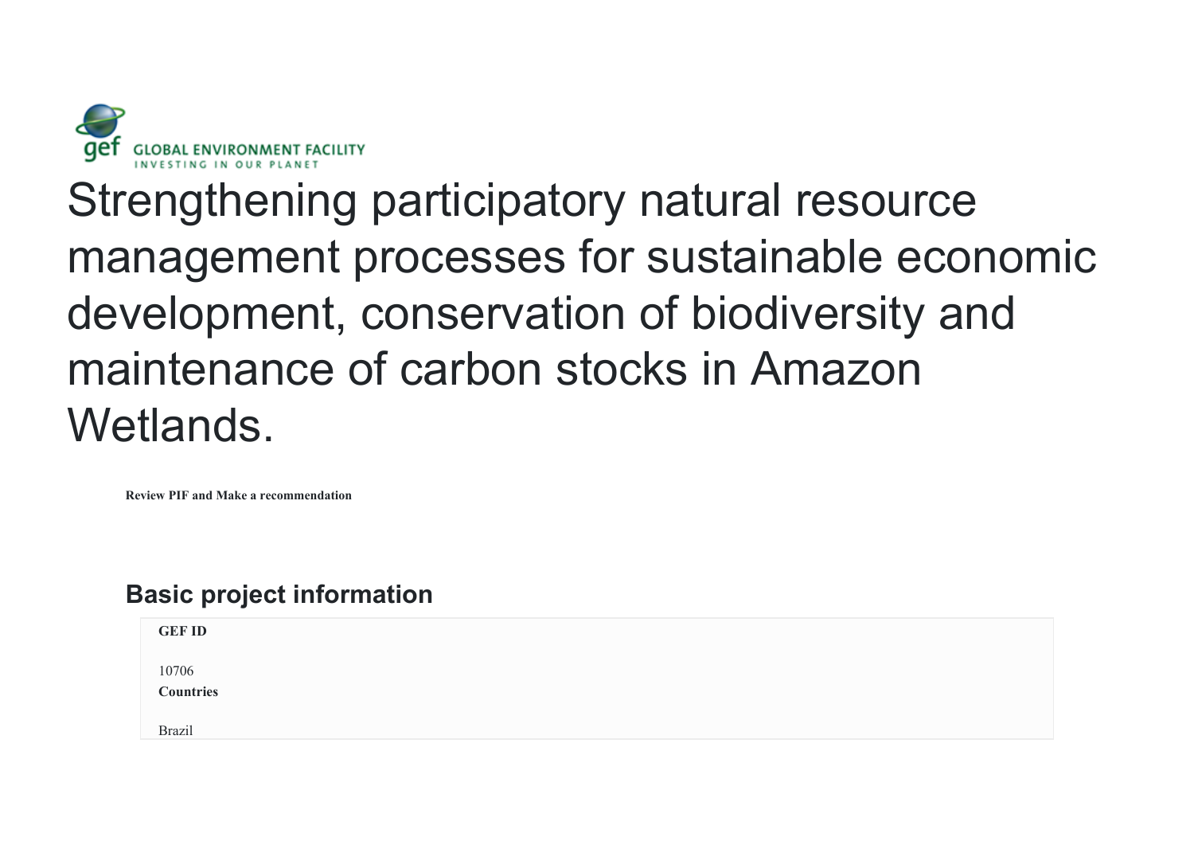GLOBAL ENVIRONMENT FACILITY
INVESTING IN OUR PLANET

# Strengthening participatory natural resource management processes for sustainable economic development, conservation of biodiversity and maintenance of carbon stocks in Amazon Wetlands.

**Review PIF and Make a recommendation**

## Basic project information

**GEF ID**

10706

**Countries**

Brazil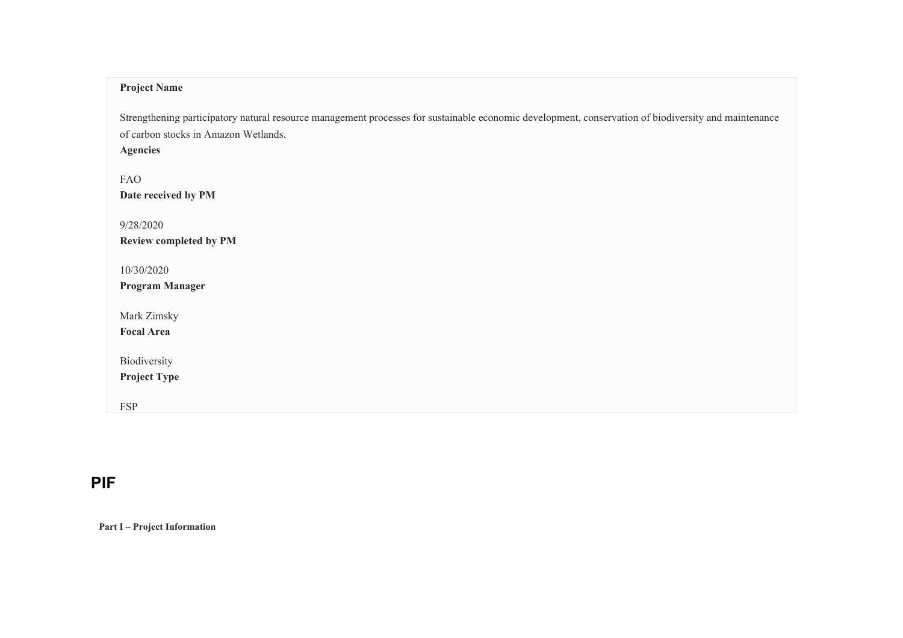**Project Name**

Strengthening participatory natural resource management processes for sustainable economic development, conservation of biodiversity and maintenance of carbon stocks in Amazon Wetlands.

**Agencies**

FAO

**Date received by PM**

9/28/2020

**Review completed by PM**

10/30/2020

**Program Manager**

Mark Zimsky

**Focal Area**

Biodiversity

**Project Type**

FSP

# PIF

**Part I – Project Information**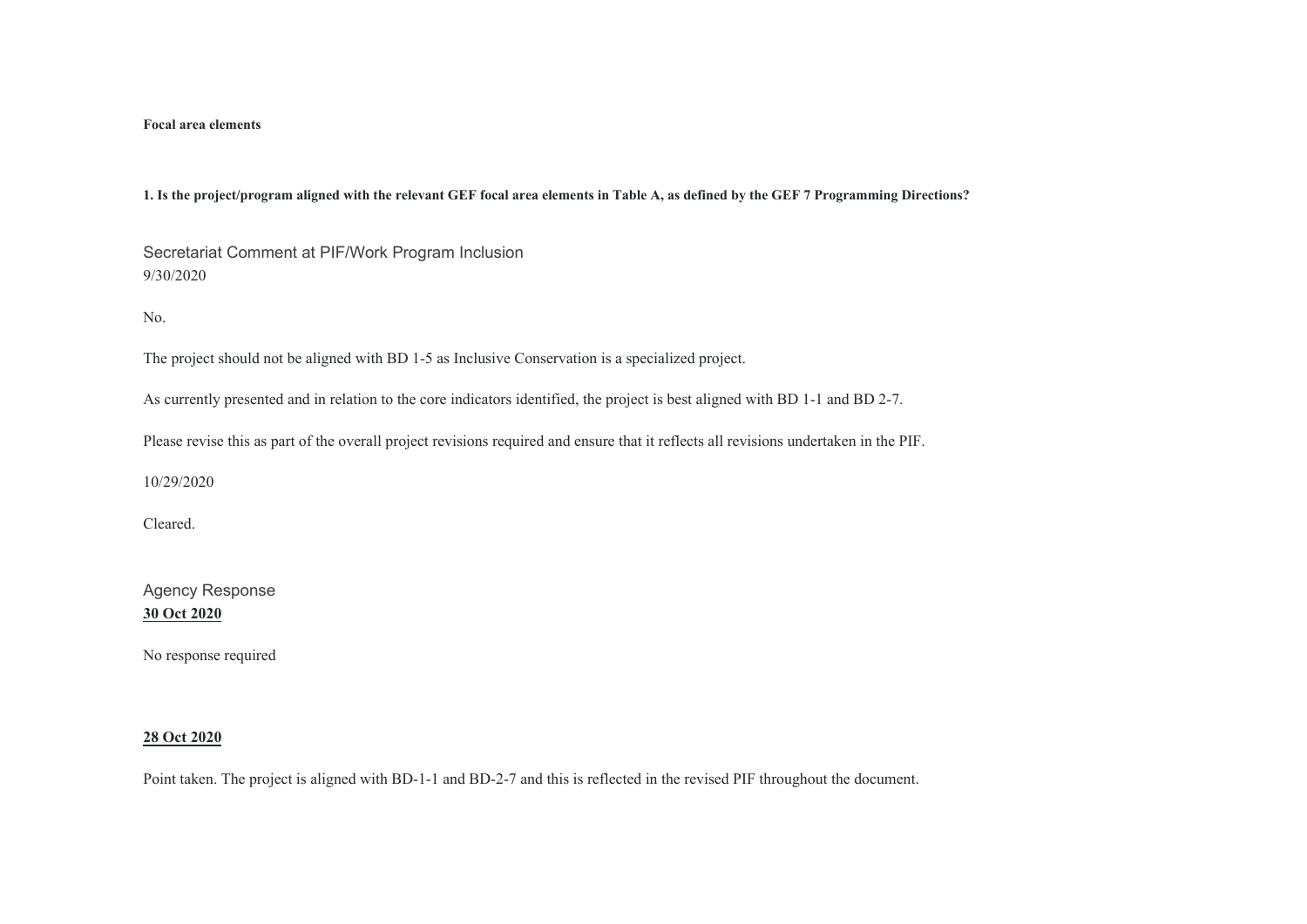**Focal area elements**

**1. Is the project/program aligned with the relevant GEF focal area elements in Table A, as defined by the GEF 7 Programming Directions?**

Secretariat Comment at PIF/Work Program Inclusion
9/30/2020

No.

The project should not be aligned with BD 1-5 as Inclusive Conservation is a specialized project.

As currently presented and in relation to the core indicators identified, the project is best aligned with BD 1-1 and BD 2-7.

Please revise this as part of the overall project revisions required and ensure that it reflects all revisions undertaken in the PIF.

10/29/2020

Cleared.

Agency Response
**30 Oct 2020**

No response required

**28 Oct 2020**

Point taken. The project is aligned with BD-1-1 and BD-2-7 and this is reflected in the revised PIF throughout the document.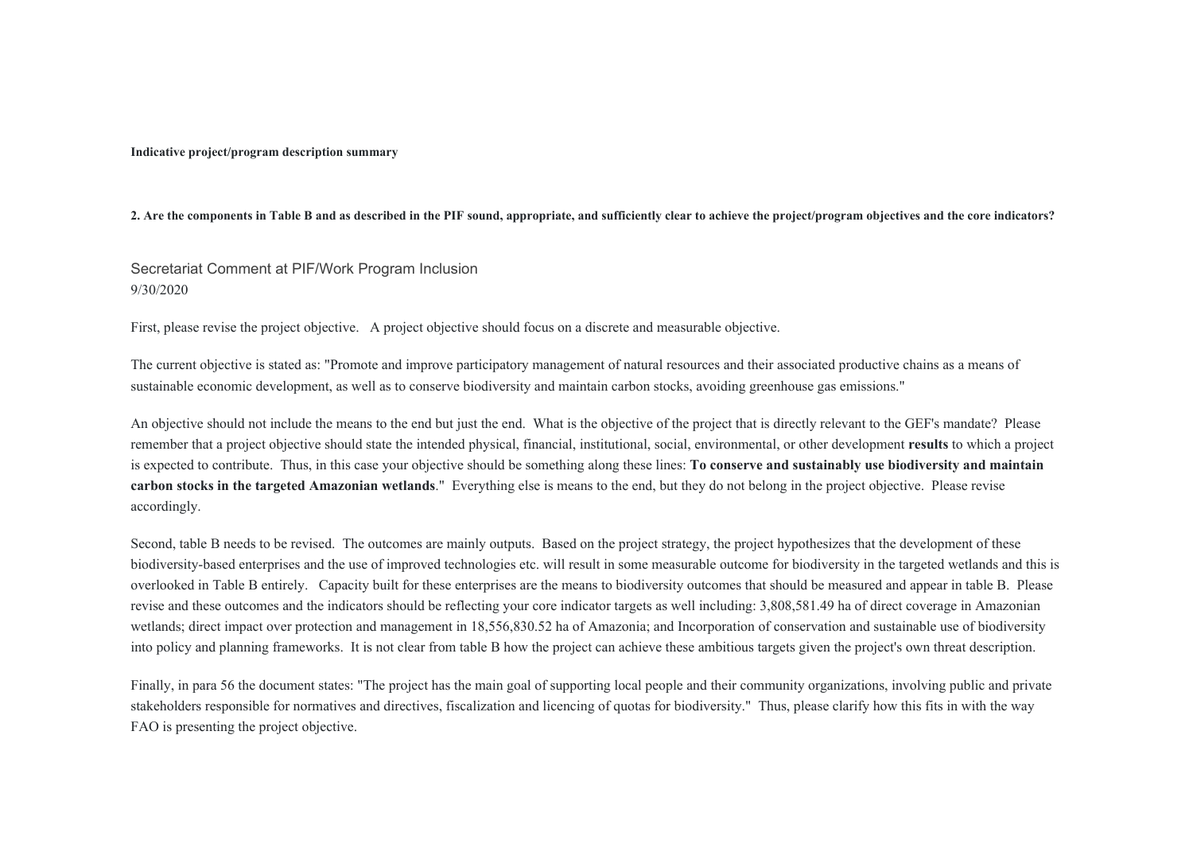**Indicative project/program description summary**

**2. Are the components in Table B and as described in the PIF sound, appropriate, and sufficiently clear to achieve the project/program objectives and the core indicators?**

Secretariat Comment at PIF/Work Program Inclusion
9/30/2020

First, please revise the project objective. A project objective should focus on a discrete and measurable objective.

The current objective is stated as: "Promote and improve participatory management of natural resources and their associated productive chains as a means of sustainable economic development, as well as to conserve biodiversity and maintain carbon stocks, avoiding greenhouse gas emissions."

An objective should not include the means to the end but just the end. What is the objective of the project that is directly relevant to the GEF's mandate? Please remember that a project objective should state the intended physical, financial, institutional, social, environmental, or other development **results** to which a project is expected to contribute. Thus, in this case your objective should be something along these lines: **To conserve and sustainably use biodiversity and maintain carbon stocks in the targeted Amazonian wetlands**." Everything else is means to the end, but they do not belong in the project objective. Please revise accordingly.

Second, table B needs to be revised. The outcomes are mainly outputs. Based on the project strategy, the project hypothesizes that the development of these biodiversity-based enterprises and the use of improved technologies etc. will result in some measurable outcome for biodiversity in the targeted wetlands and this is overlooked in Table B entirely. Capacity built for these enterprises are the means to biodiversity outcomes that should be measured and appear in table B. Please revise and these outcomes and the indicators should be reflecting your core indicator targets as well including: 3,808,581.49 ha of direct coverage in Amazonian wetlands; direct impact over protection and management in 18,556,830.52 ha of Amazonia; and Incorporation of conservation and sustainable use of biodiversity into policy and planning frameworks. It is not clear from table B how the project can achieve these ambitious targets given the project's own threat description.

Finally, in para 56 the document states: "The project has the main goal of supporting local people and their community organizations, involving public and private stakeholders responsible for normatives and directives, fiscalization and licencing of quotas for biodiversity." Thus, please clarify how this fits in with the way FAO is presenting the project objective.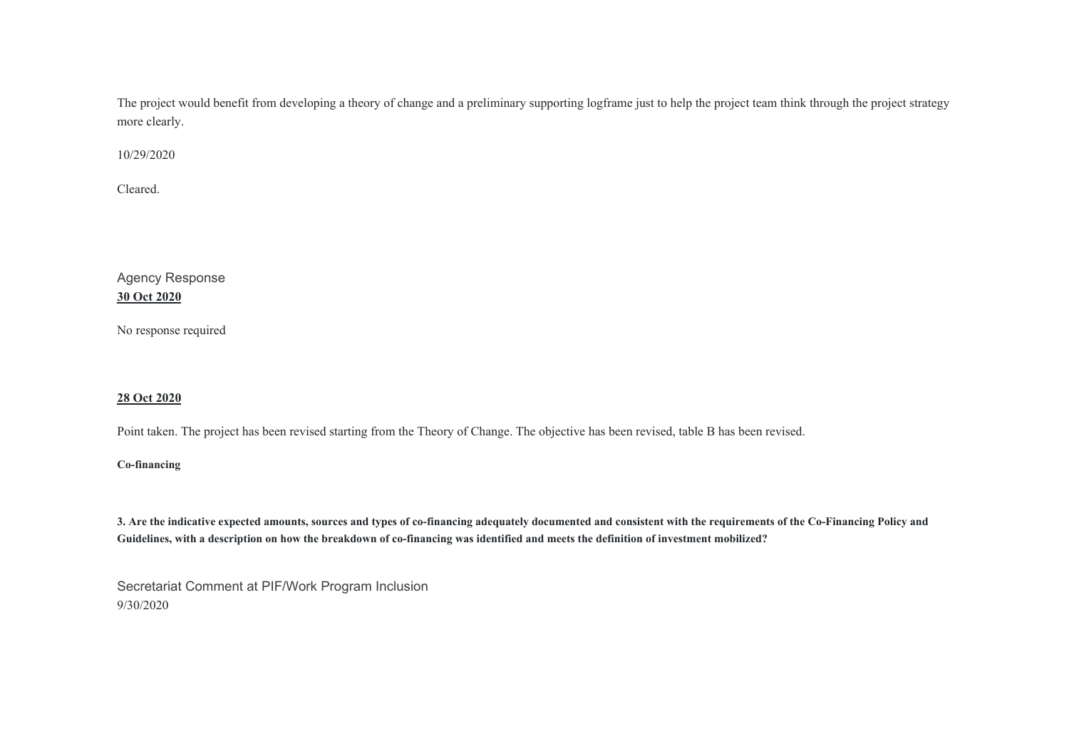The project would benefit from developing a theory of change and a preliminary supporting logframe just to help the project team think through the project strategy more clearly.

10/29/2020

Cleared.

Agency Response

**30 Oct 2020**

No response required

**28 Oct 2020**

Point taken. The project has been revised starting from the Theory of Change. The objective has been revised, table B has been revised.

**Co-financing**

**3. Are the indicative expected amounts, sources and types of co-financing adequately documented and consistent with the requirements of the Co-Financing Policy and Guidelines, with a description on how the breakdown of co-financing was identified and meets the definition of investment mobilized?**

Secretariat Comment at PIF/Work Program Inclusion

9/30/2020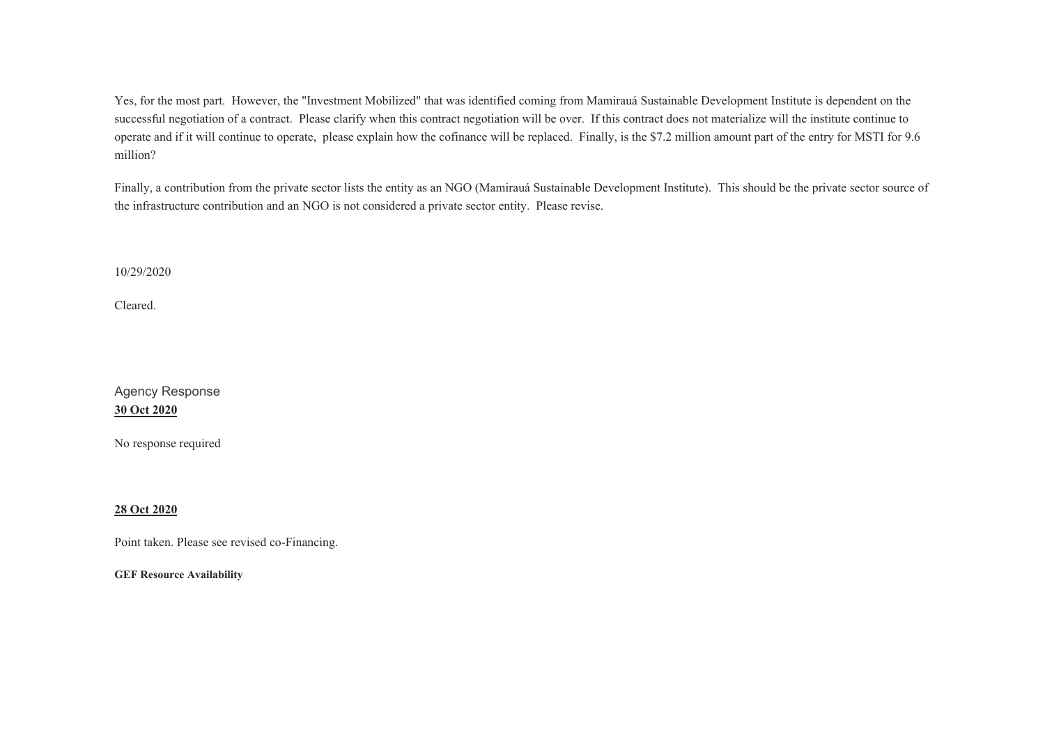Yes, for the most part. However, the "Investment Mobilized" that was identified coming from Mamirauá Sustainable Development Institute is dependent on the successful negotiation of a contract. Please clarify when this contract negotiation will be over. If this contract does not materialize will the institute continue to operate and if it will continue to operate, please explain how the cofinance will be replaced. Finally, is the $7.2 million amount part of the entry for MSTI for 9.6 million?

Finally, a contribution from the private sector lists the entity as an NGO (Mamirauá Sustainable Development Institute). This should be the private sector source of the infrastructure contribution and an NGO is not considered a private sector entity. Please revise.

10/29/2020

Cleared.

Agency Response

**30 Oct 2020**

No response required

**28 Oct 2020**

Point taken. Please see revised co-Financing.

**GEF Resource Availability**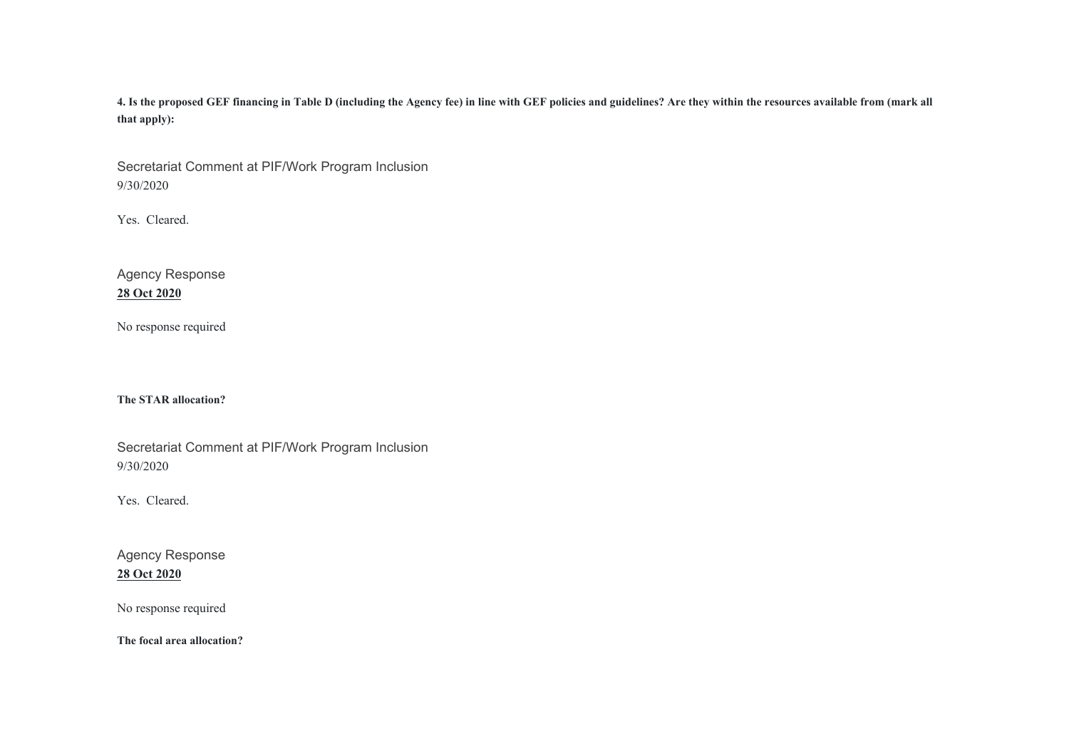**4. Is the proposed GEF financing in Table D (including the Agency fee) in line with GEF policies and guidelines? Are they within the resources available from (mark all that apply):**

Secretariat Comment at PIF/Work Program Inclusion
9/30/2020

Yes. Cleared.

Agency Response
**28 Oct 2020**

No response required

**The STAR allocation?**

Secretariat Comment at PIF/Work Program Inclusion
9/30/2020

Yes. Cleared.

Agency Response
**28 Oct 2020**

No response required

**The focal area allocation?**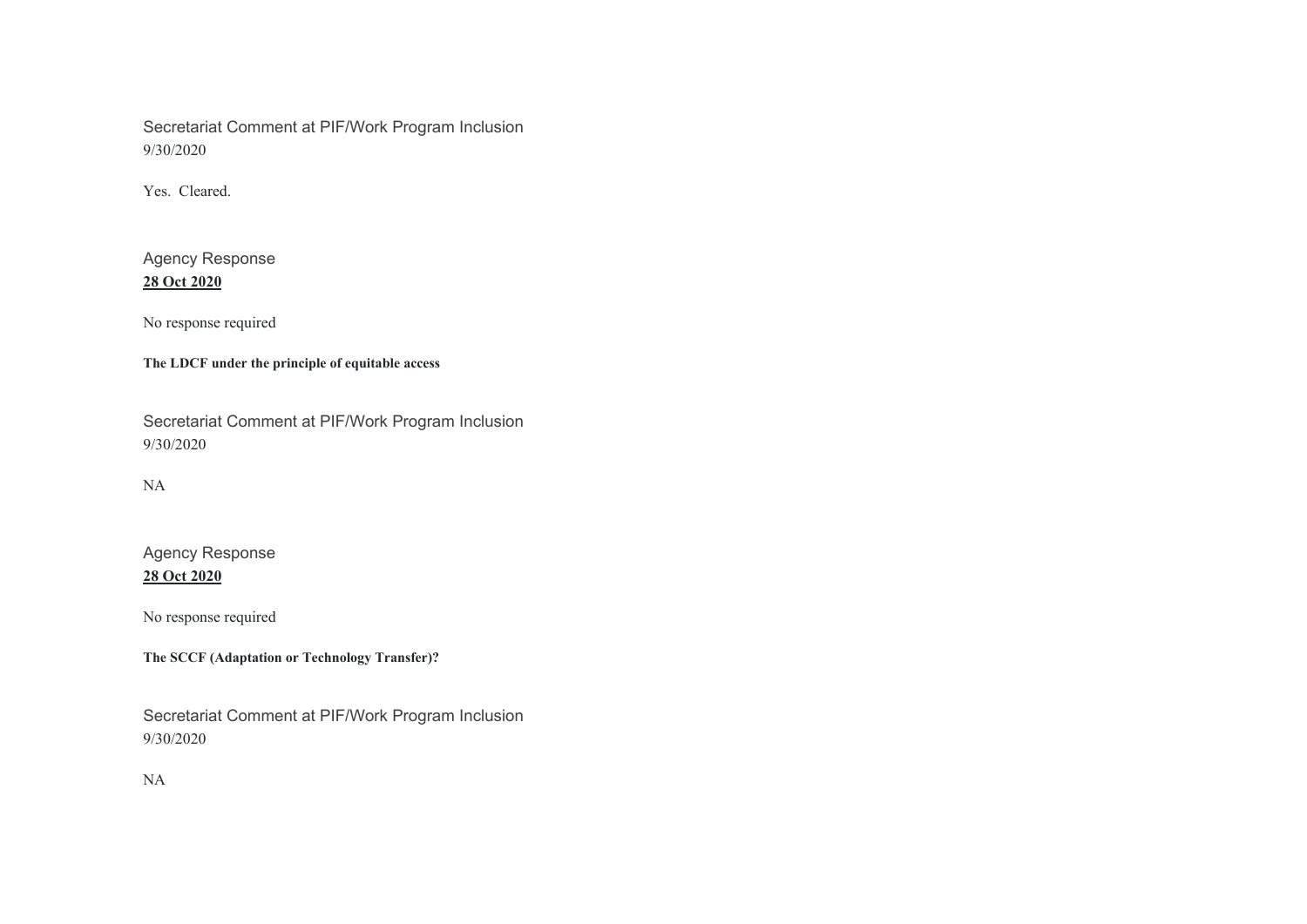Secretariat Comment at PIF/Work Program Inclusion
9/30/2020

Yes. Cleared.

Agency Response
**28 Oct 2020**

No response required

**The LDCF under the principle of equitable access**

Secretariat Comment at PIF/Work Program Inclusion
9/30/2020

NA

Agency Response
**28 Oct 2020**

No response required

**The SCCF (Adaptation or Technology Transfer)?**

Secretariat Comment at PIF/Work Program Inclusion
9/30/2020

NA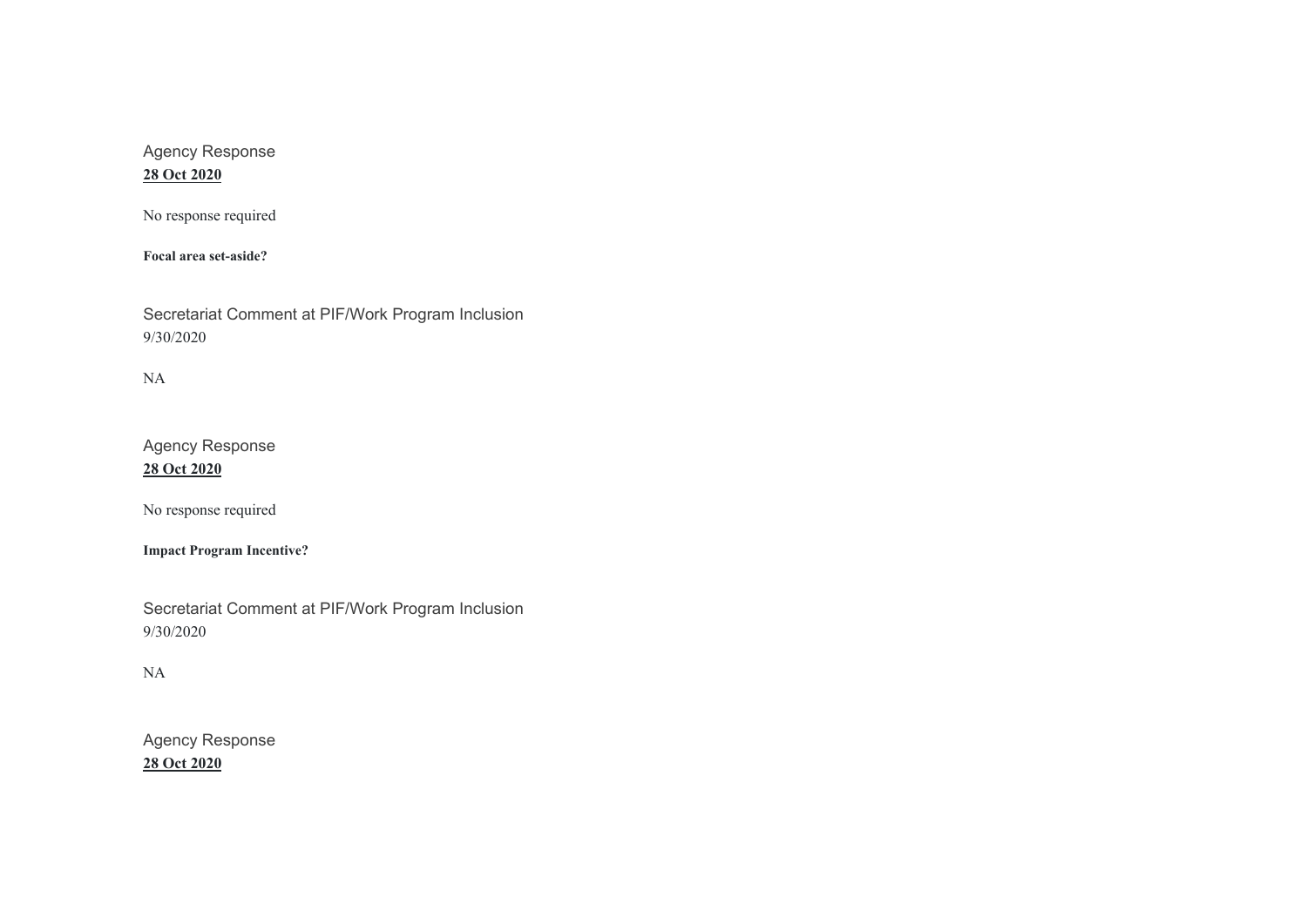Agency Response
**28 Oct 2020**

No response required

**Focal area set-aside?**

Secretariat Comment at PIF/Work Program Inclusion
9/30/2020

NA

Agency Response
**28 Oct 2020**

No response required

**Impact Program Incentive?**

Secretariat Comment at PIF/Work Program Inclusion
9/30/2020

NA

Agency Response
**28 Oct 2020**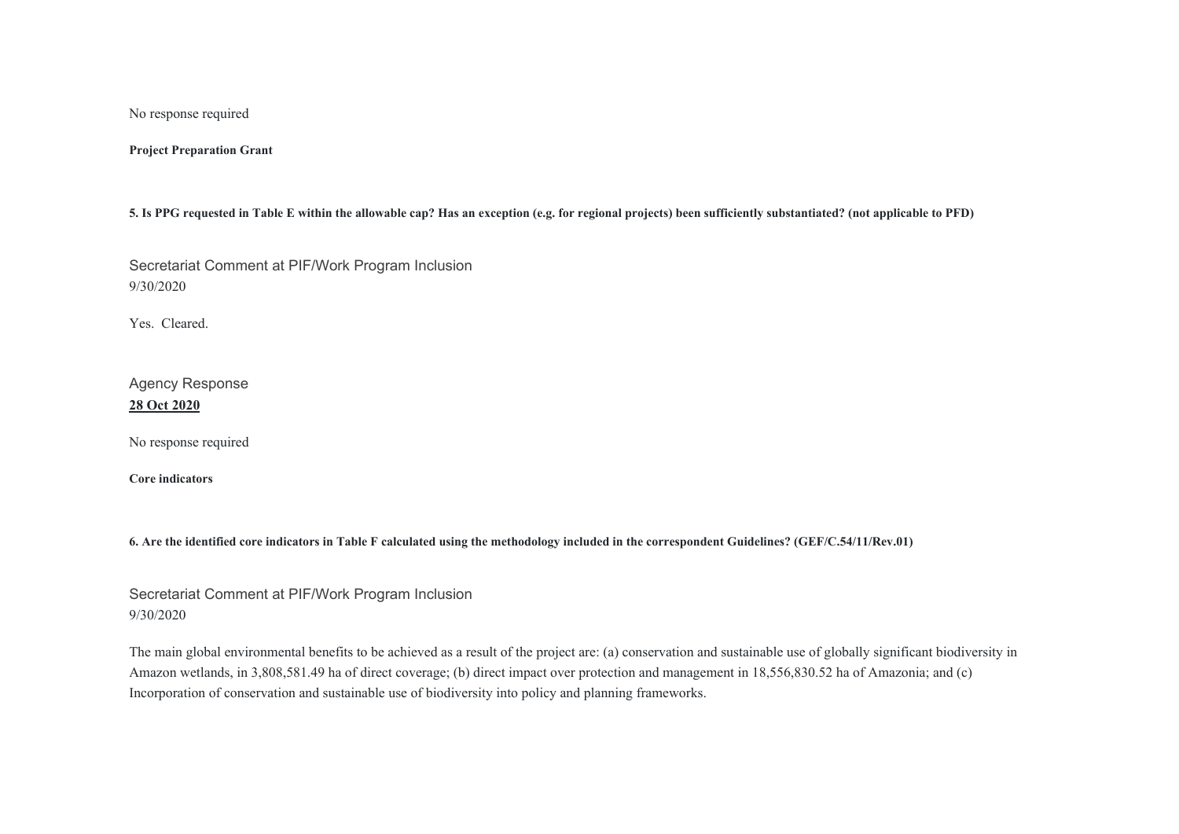No response required

**Project Preparation Grant**

**5. Is PPG requested in Table E within the allowable cap? Has an exception (e.g. for regional projects) been sufficiently substantiated? (not applicable to PFD)**

Secretariat Comment at PIF/Work Program Inclusion
9/30/2020

Yes.  Cleared.

Agency Response
**28 Oct 2020**

No response required

**Core indicators**

**6. Are the identified core indicators in Table F calculated using the methodology included in the correspondent Guidelines? (GEF/C.54/11/Rev.01)**

Secretariat Comment at PIF/Work Program Inclusion
9/30/2020

The main global environmental benefits to be achieved as a result of the project are: (a) conservation and sustainable use of globally significant biodiversity in Amazon wetlands, in 3,808,581.49 ha of direct coverage; (b) direct impact over protection and management in 18,556,830.52 ha of Amazonia; and (c) Incorporation of conservation and sustainable use of biodiversity into policy and planning frameworks.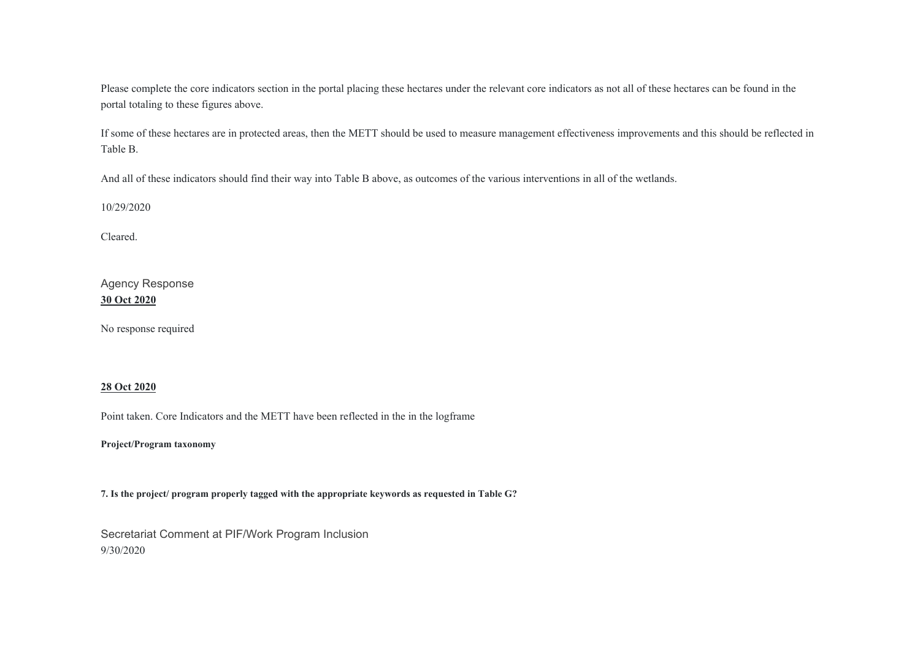Please complete the core indicators section in the portal placing these hectares under the relevant core indicators as not all of these hectares can be found in the portal totaling to these figures above.

If some of these hectares are in protected areas, then the METT should be used to measure management effectiveness improvements and this should be reflected in Table B.

And all of these indicators should find their way into Table B above, as outcomes of the various interventions in all of the wetlands.

10/29/2020

Cleared.

Agency Response

**30 Oct 2020**

No response required

**28 Oct 2020**

Point taken. Core Indicators and the METT have been reflected in the in the logframe

**Project/Program taxonomy**

**7. Is the project/ program properly tagged with the appropriate keywords as requested in Table G?**

Secretariat Comment at PIF/Work Program Inclusion

9/30/2020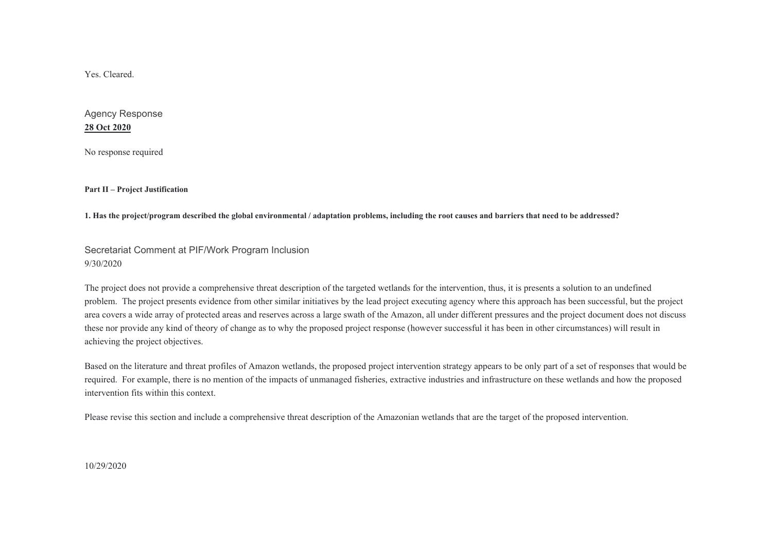Yes. Cleared.

Agency Response
**28 Oct 2020**

No response required

**Part II – Project Justification**

**1. Has the project/program described the global environmental / adaptation problems, including the root causes and barriers that need to be addressed?**

Secretariat Comment at PIF/Work Program Inclusion
9/30/2020

The project does not provide a comprehensive threat description of the targeted wetlands for the intervention, thus, it is presents a solution to an undefined problem. The project presents evidence from other similar initiatives by the lead project executing agency where this approach has been successful, but the project area covers a wide array of protected areas and reserves across a large swath of the Amazon, all under different pressures and the project document does not discuss these nor provide any kind of theory of change as to why the proposed project response (however successful it has been in other circumstances) will result in achieving the project objectives.

Based on the literature and threat profiles of Amazon wetlands, the proposed project intervention strategy appears to be only part of a set of responses that would be required. For example, there is no mention of the impacts of unmanaged fisheries, extractive industries and infrastructure on these wetlands and how the proposed intervention fits within this context.

Please revise this section and include a comprehensive threat description of the Amazonian wetlands that are the target of the proposed intervention.

10/29/2020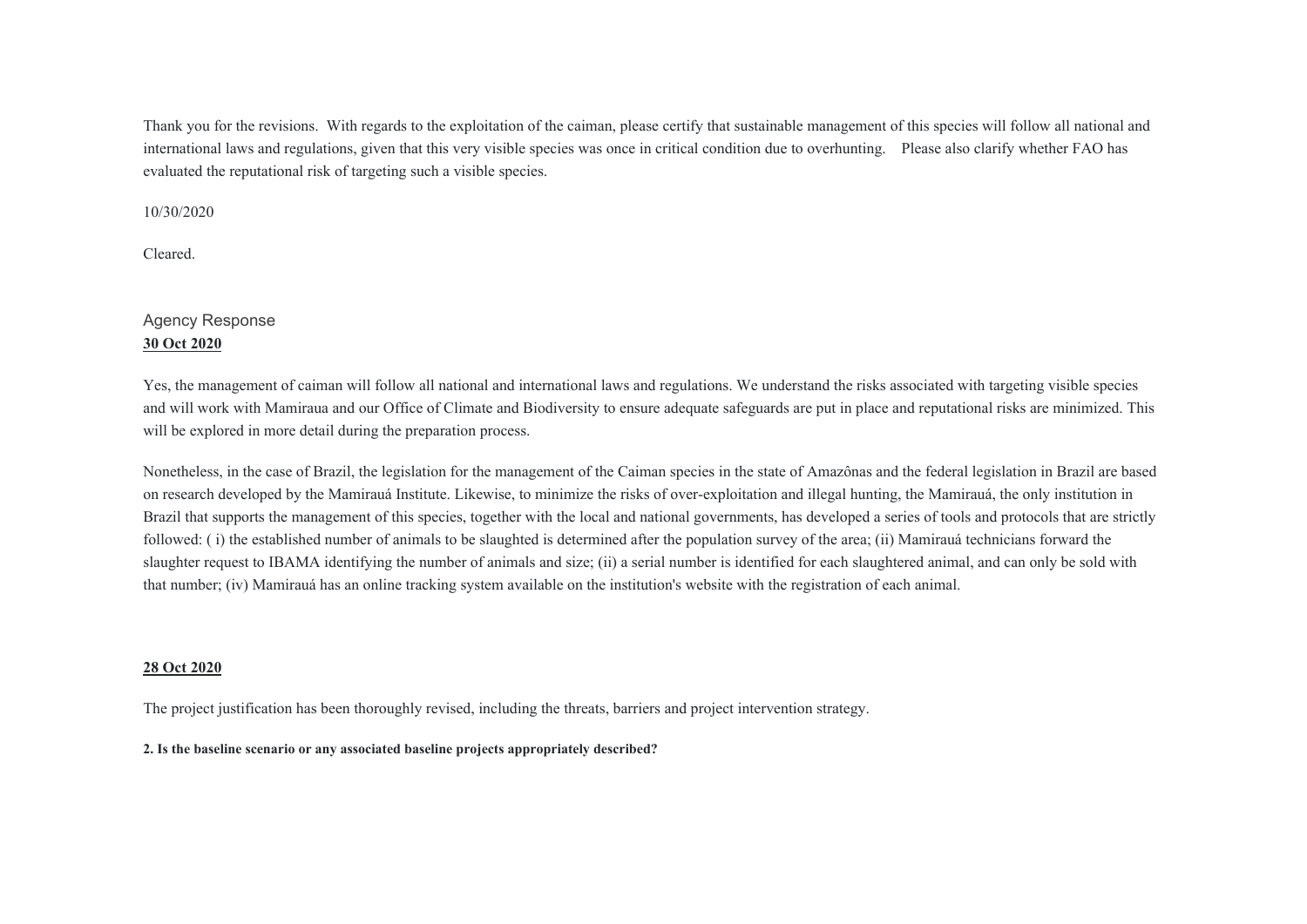Thank you for the revisions. With regards to the exploitation of the caiman, please certify that sustainable management of this species will follow all national and international laws and regulations, given that this very visible species was once in critical condition due to overhunting. Please also clarify whether FAO has evaluated the reputational risk of targeting such a visible species.

10/30/2020

Cleared.

Agency Response

**30 Oct 2020**

Yes, the management of caiman will follow all national and international laws and regulations. We understand the risks associated with targeting visible species and will work with Mamiraua and our Office of Climate and Biodiversity to ensure adequate safeguards are put in place and reputational risks are minimized. This will be explored in more detail during the preparation process.

Nonetheless, in the case of Brazil, the legislation for the management of the Caiman species in the state of Amazônas and the federal legislation in Brazil are based on research developed by the Mamirauá Institute. Likewise, to minimize the risks of over-exploitation and illegal hunting, the Mamirauá, the only institution in Brazil that supports the management of this species, together with the local and national governments, has developed a series of tools and protocols that are strictly followed: ( i) the established number of animals to be slaughted is determined after the population survey of the area; (ii) Mamirauá technicians forward the slaughter request to IBAMA identifying the number of animals and size; (ii) a serial number is identified for each slaughtered animal, and can only be sold with that number; (iv) Mamirauá has an online tracking system available on the institution's website with the registration of each animal.

**28 Oct 2020**

The project justification has been thoroughly revised, including the threats, barriers and project intervention strategy.

**2. Is the baseline scenario or any associated baseline projects appropriately described?**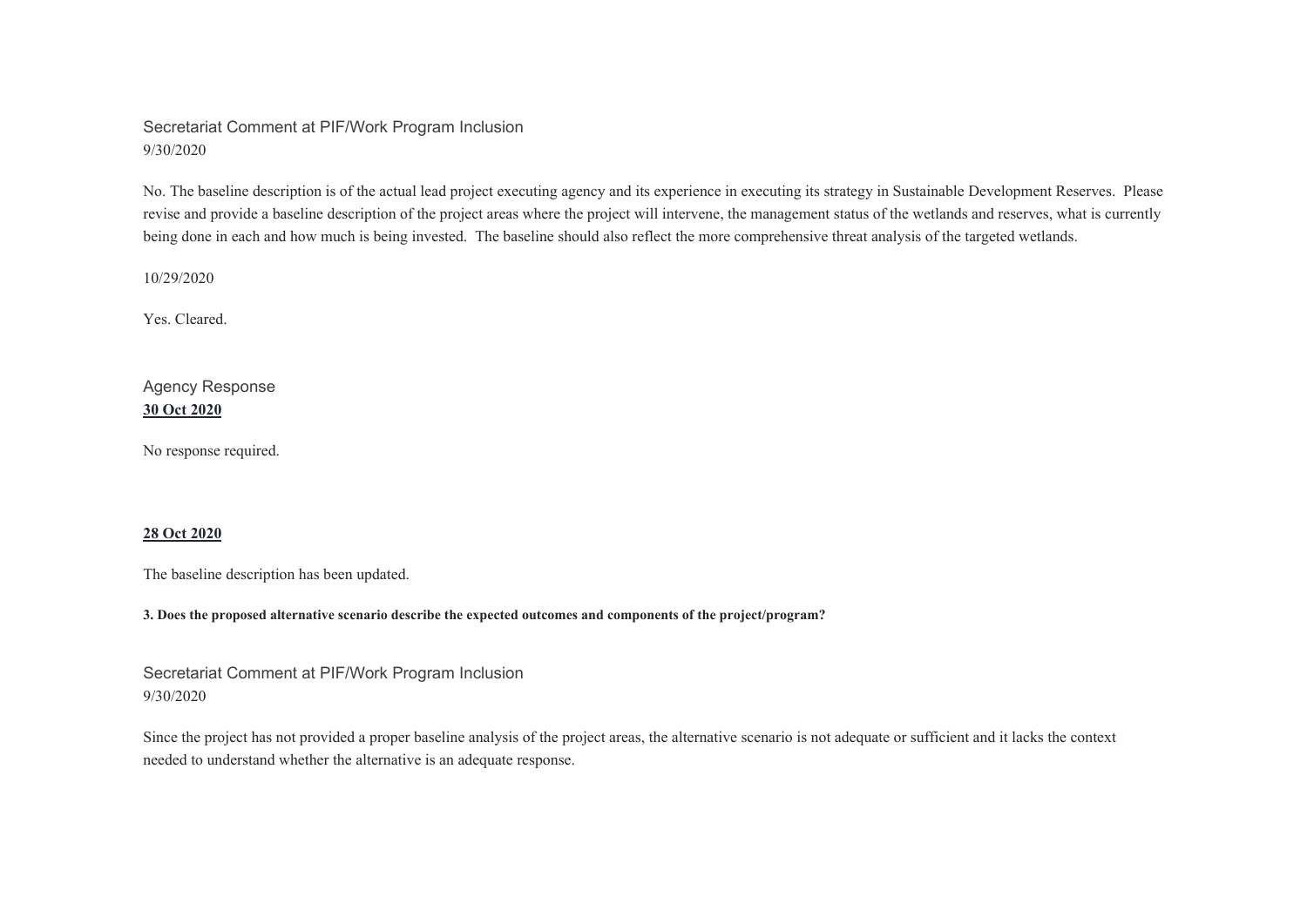Secretariat Comment at PIF/Work Program Inclusion
9/30/2020

No. The baseline description is of the actual lead project executing agency and its experience in executing its strategy in Sustainable Development Reserves. Please revise and provide a baseline description of the project areas where the project will intervene, the management status of the wetlands and reserves, what is currently being done in each and how much is being invested. The baseline should also reflect the more comprehensive threat analysis of the targeted wetlands.

10/29/2020

Yes. Cleared.

Agency Response
**30 Oct 2020**

No response required.

**28 Oct 2020**

The baseline description has been updated.

**3. Does the proposed alternative scenario describe the expected outcomes and components of the project/program?**

Secretariat Comment at PIF/Work Program Inclusion
9/30/2020

Since the project has not provided a proper baseline analysis of the project areas, the alternative scenario is not adequate or sufficient and it lacks the context needed to understand whether the alternative is an adequate response.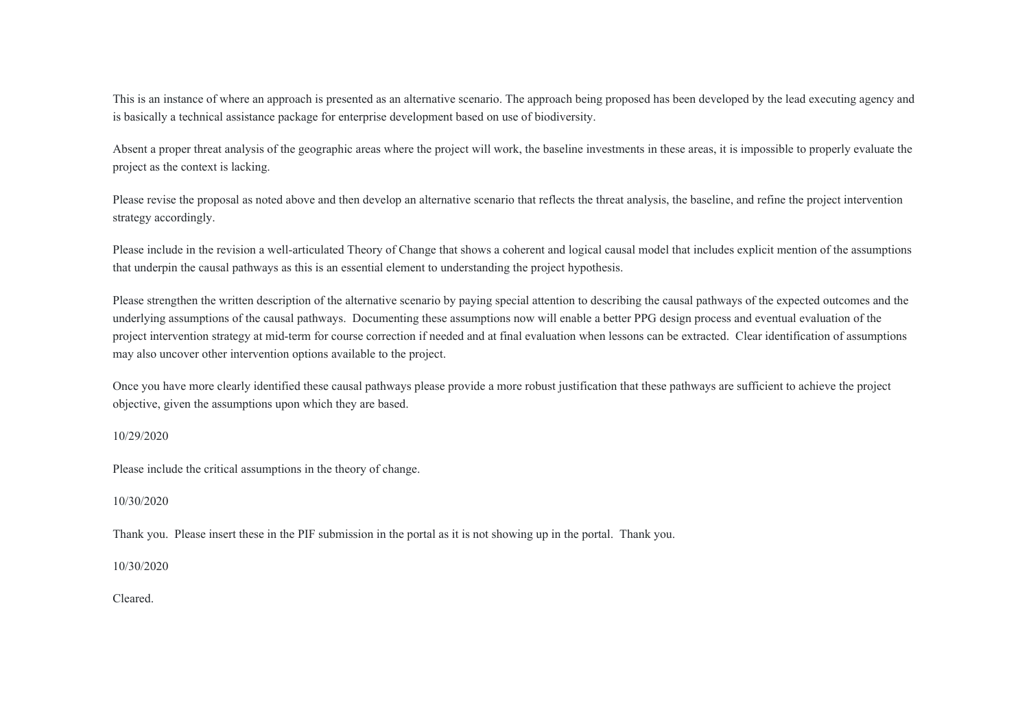This is an instance of where an approach is presented as an alternative scenario. The approach being proposed has been developed by the lead executing agency and is basically a technical assistance package for enterprise development based on use of biodiversity.

Absent a proper threat analysis of the geographic areas where the project will work, the baseline investments in these areas, it is impossible to properly evaluate the project as the context is lacking.

Please revise the proposal as noted above and then develop an alternative scenario that reflects the threat analysis, the baseline, and refine the project intervention strategy accordingly.

Please include in the revision a well-articulated Theory of Change that shows a coherent and logical causal model that includes explicit mention of the assumptions that underpin the causal pathways as this is an essential element to understanding the project hypothesis.

Please strengthen the written description of the alternative scenario by paying special attention to describing the causal pathways of the expected outcomes and the underlying assumptions of the causal pathways. Documenting these assumptions now will enable a better PPG design process and eventual evaluation of the project intervention strategy at mid-term for course correction if needed and at final evaluation when lessons can be extracted. Clear identification of assumptions may also uncover other intervention options available to the project.

Once you have more clearly identified these causal pathways please provide a more robust justification that these pathways are sufficient to achieve the project objective, given the assumptions upon which they are based.

10/29/2020

Please include the critical assumptions in the theory of change.

10/30/2020

Thank you. Please insert these in the PIF submission in the portal as it is not showing up in the portal. Thank you.

10/30/2020

Cleared.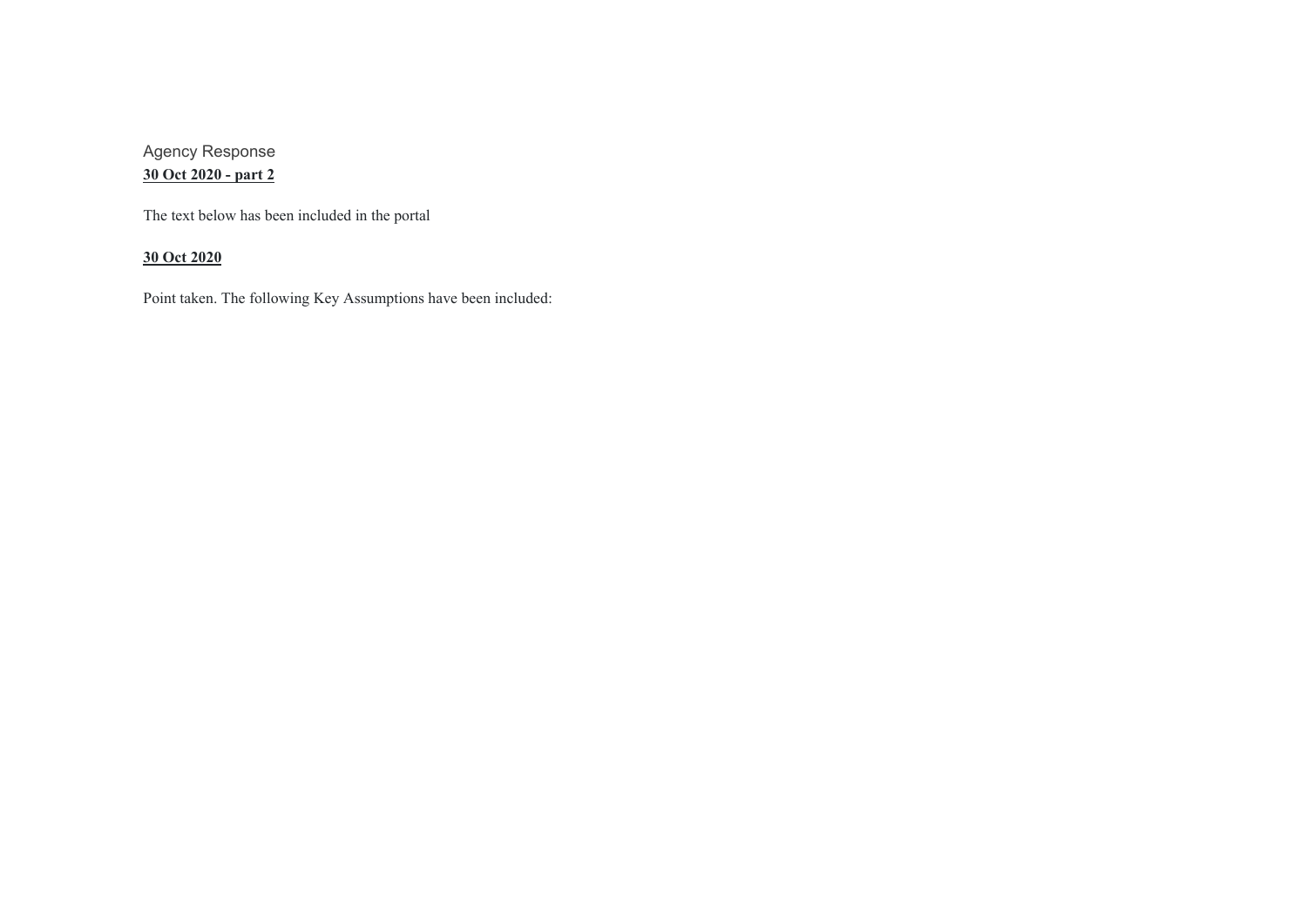Agency Response

**30 Oct 2020 - part 2**

The text below has been included in the portal

**30 Oct 2020**

Point taken. The following Key Assumptions have been included: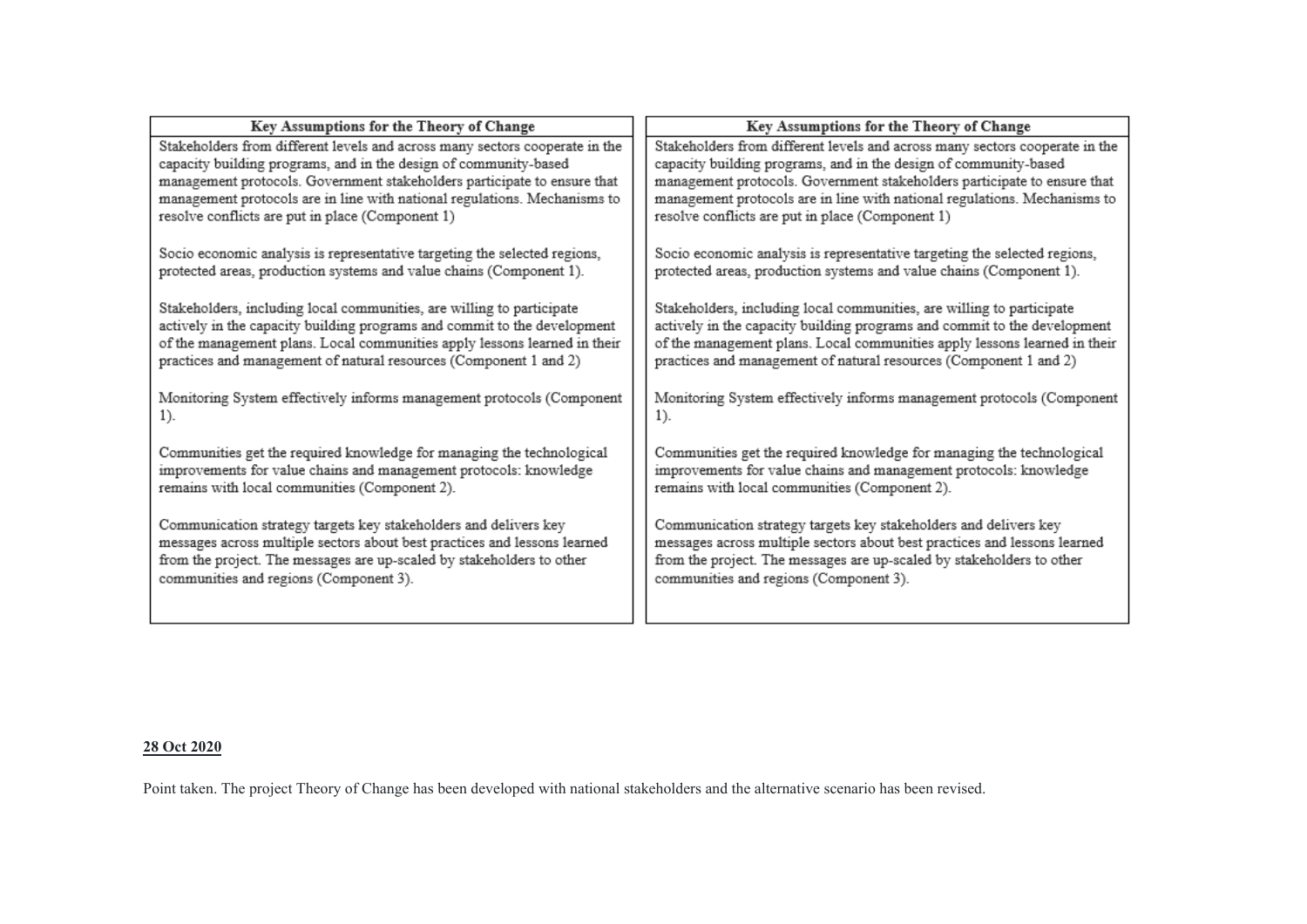| Key Assumptions for the Theory of Change |
|---|
| Stakeholders from different levels and across many sectors cooperate in the capacity building programs, and in the design of community-based management protocols. Government stakeholders participate to ensure that management protocols are in line with national regulations. Mechanisms to resolve conflicts are put in place (Component 1)<br><br>Socio economic analysis is representative targeting the selected regions, protected areas, production systems and value chains (Component 1).<br><br>Stakeholders, including local communities, are willing to participate actively in the capacity building programs and commit to the development of the management plans. Local communities apply lessons learned in their practices and management of natural resources (Component 1 and 2)<br><br>Monitoring System effectively informs management protocols (Component 1).<br><br>Communities get the required knowledge for managing the technological improvements for value chains and management protocols: knowledge remains with local communities (Component 2).<br><br>Communication strategy targets key stakeholders and delivers key messages across multiple sectors about best practices and lessons learned from the project. The messages are up-scaled by stakeholders to other communities and regions (Component 3). |

| Key Assumptions for the Theory of Change |
|---|
| Stakeholders from different levels and across many sectors cooperate in the capacity building programs, and in the design of community-based management protocols. Government stakeholders participate to ensure that management protocols are in line with national regulations. Mechanisms to resolve conflicts are put in place (Component 1)<br><br>Socio economic analysis is representative targeting the selected regions, protected areas, production systems and value chains (Component 1).<br><br>Stakeholders, including local communities, are willing to participate actively in the capacity building programs and commit to the development of the management plans. Local communities apply lessons learned in their practices and management of natural resources (Component 1 and 2)<br><br>Monitoring System effectively informs management protocols (Component 1).<br><br>Communities get the required knowledge for managing the technological improvements for value chains and management protocols: knowledge remains with local communities (Component 2).<br><br>Communication strategy targets key stakeholders and delivers key messages across multiple sectors about best practices and lessons learned from the project. The messages are up-scaled by stakeholders to other communities and regions (Component 3). |

**28 Oct 2020**

Point taken. The project Theory of Change has been developed with national stakeholders and the alternative scenario has been revised.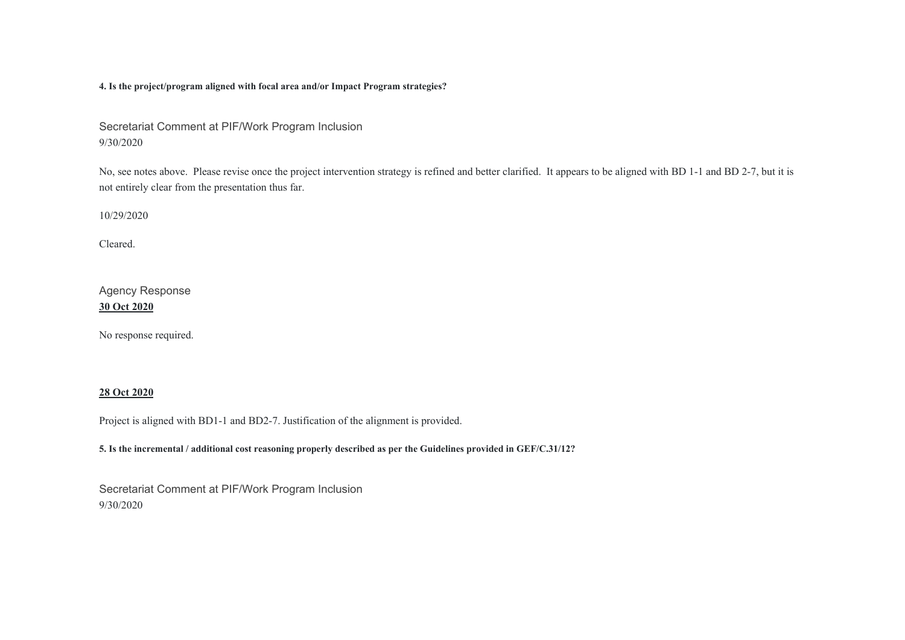**4. Is the project/program aligned with focal area and/or Impact Program strategies?**

Secretariat Comment at PIF/Work Program Inclusion
9/30/2020

No, see notes above. Please revise once the project intervention strategy is refined and better clarified. It appears to be aligned with BD 1-1 and BD 2-7, but it is not entirely clear from the presentation thus far.

10/29/2020

Cleared.

Agency Response
**30 Oct 2020**

No response required.

**28 Oct 2020**

Project is aligned with BD1-1 and BD2-7. Justification of the alignment is provided.

**5. Is the incremental / additional cost reasoning properly described as per the Guidelines provided in GEF/C.31/12?**

Secretariat Comment at PIF/Work Program Inclusion
9/30/2020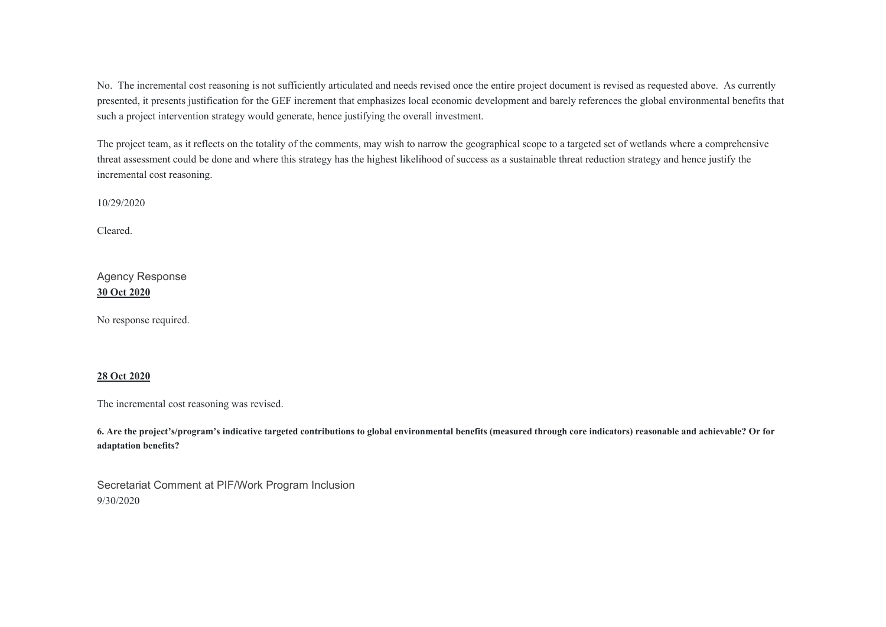No. The incremental cost reasoning is not sufficiently articulated and needs revised once the entire project document is revised as requested above. As currently presented, it presents justification for the GEF increment that emphasizes local economic development and barely references the global environmental benefits that such a project intervention strategy would generate, hence justifying the overall investment.

The project team, as it reflects on the totality of the comments, may wish to narrow the geographical scope to a targeted set of wetlands where a comprehensive threat assessment could be done and where this strategy has the highest likelihood of success as a sustainable threat reduction strategy and hence justify the incremental cost reasoning.

10/29/2020

Cleared.

Agency Response

**30 Oct 2020**

No response required.

**28 Oct 2020**

The incremental cost reasoning was revised.

**6. Are the project's/program's indicative targeted contributions to global environmental benefits (measured through core indicators) reasonable and achievable? Or for adaptation benefits?**

Secretariat Comment at PIF/Work Program Inclusion

9/30/2020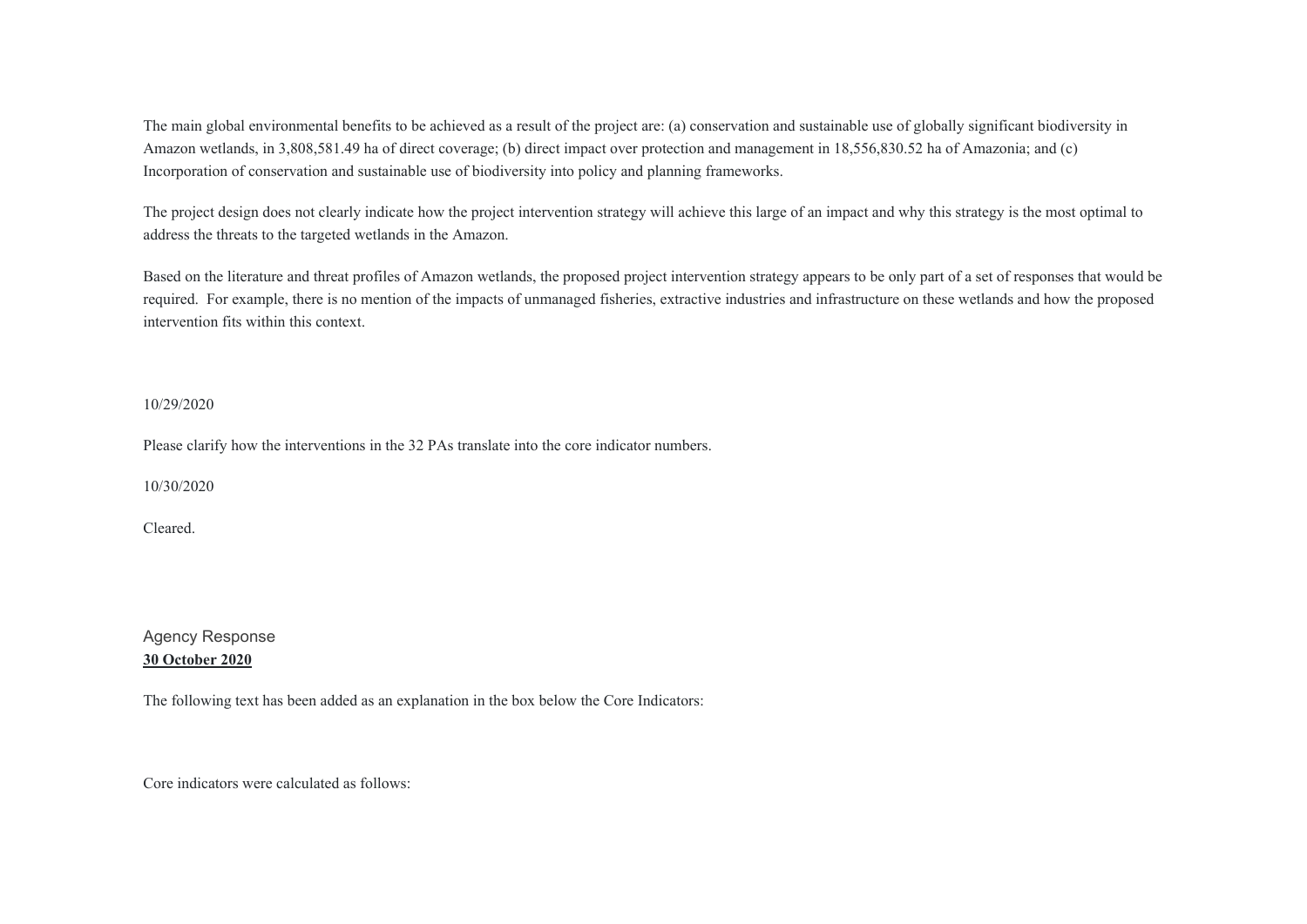The main global environmental benefits to be achieved as a result of the project are: (a) conservation and sustainable use of globally significant biodiversity in Amazon wetlands, in 3,808,581.49 ha of direct coverage; (b) direct impact over protection and management in 18,556,830.52 ha of Amazonia; and (c) Incorporation of conservation and sustainable use of biodiversity into policy and planning frameworks.

The project design does not clearly indicate how the project intervention strategy will achieve this large of an impact and why this strategy is the most optimal to address the threats to the targeted wetlands in the Amazon.

Based on the literature and threat profiles of Amazon wetlands, the proposed project intervention strategy appears to be only part of a set of responses that would be required. For example, there is no mention of the impacts of unmanaged fisheries, extractive industries and infrastructure on these wetlands and how the proposed intervention fits within this context.

10/29/2020

Please clarify how the interventions in the 32 PAs translate into the core indicator numbers.

10/30/2020

Cleared.

Agency Response

**30 October 2020**

The following text has been added as an explanation in the box below the Core Indicators:

Core indicators were calculated as follows: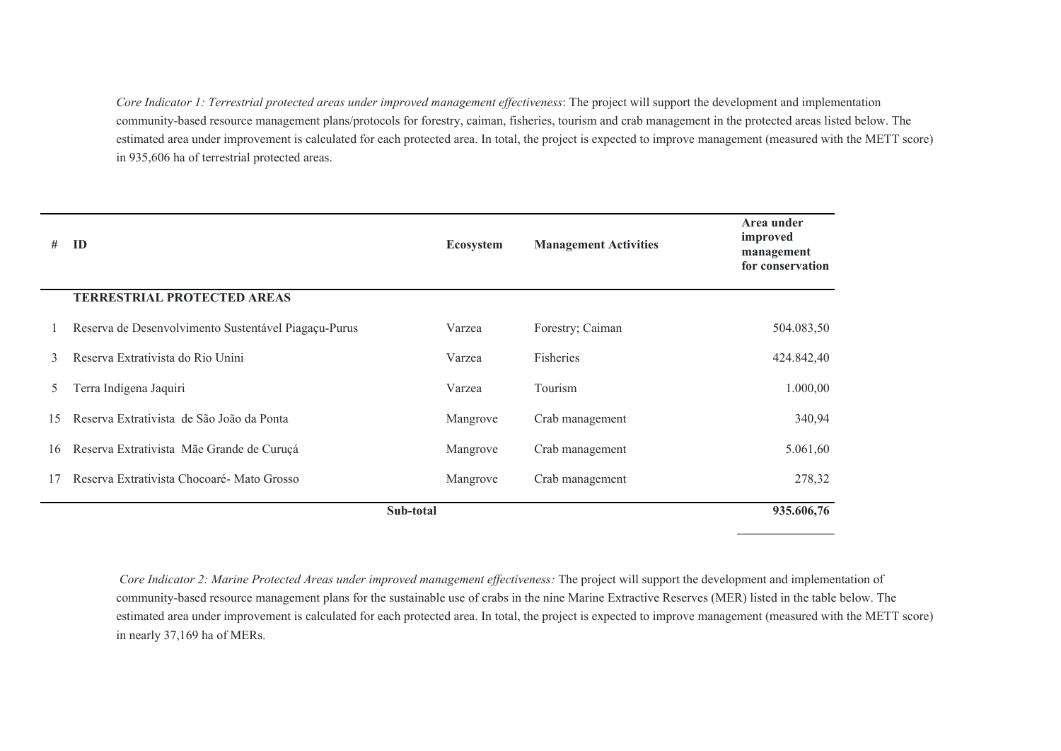*Core Indicator 1: Terrestrial protected areas under improved management effectiveness*: The project will support the development and implementation community-based resource management plans/protocols for forestry, caiman, fisheries, tourism and crab management in the protected areas listed below. The estimated area under improvement is calculated for each protected area. In total, the project is expected to improve management (measured with the METT score) in 935,606 ha of terrestrial protected areas.

| # | ID | Ecosystem | Management Activities | Area under improved management for conservation |
|---|---|---|---|---|
| | **TERRESTRIAL PROTECTED AREAS** | | | |
| 1 | Reserva de Desenvolvimento Sustentável Piagaçu-Purus | Varzea | Forestry; Caiman | 504.083,50 |
| 3 | Reserva Extrativista do Rio Unini | Varzea | Fisheries | 424.842,40 |
| 5 | Terra Indígena Jaquiri | Varzea | Tourism | 1.000,00 |
| 15 | Reserva Extrativista de São João da Ponta | Mangrove | Crab management | 340,94 |
| 16 | Reserva Extrativista Mãe Grande de Curuçá | Mangrove | Crab management | 5.061,60 |
| 17 | Reserva Extrativista Chocoaré- Mato Grosso | Mangrove | Crab management | 278,32 |
| | **Sub-total** | | | **935.606,76** |

*Core Indicator 2: Marine Protected Areas under improved management effectiveness:* The project will support the development and implementation of community-based resource management plans for the sustainable use of crabs in the nine Marine Extractive Reserves (MER) listed in the table below. The estimated area under improvement is calculated for each protected area. In total, the project is expected to improve management (measured with the METT score) in nearly 37,169 ha of MERs.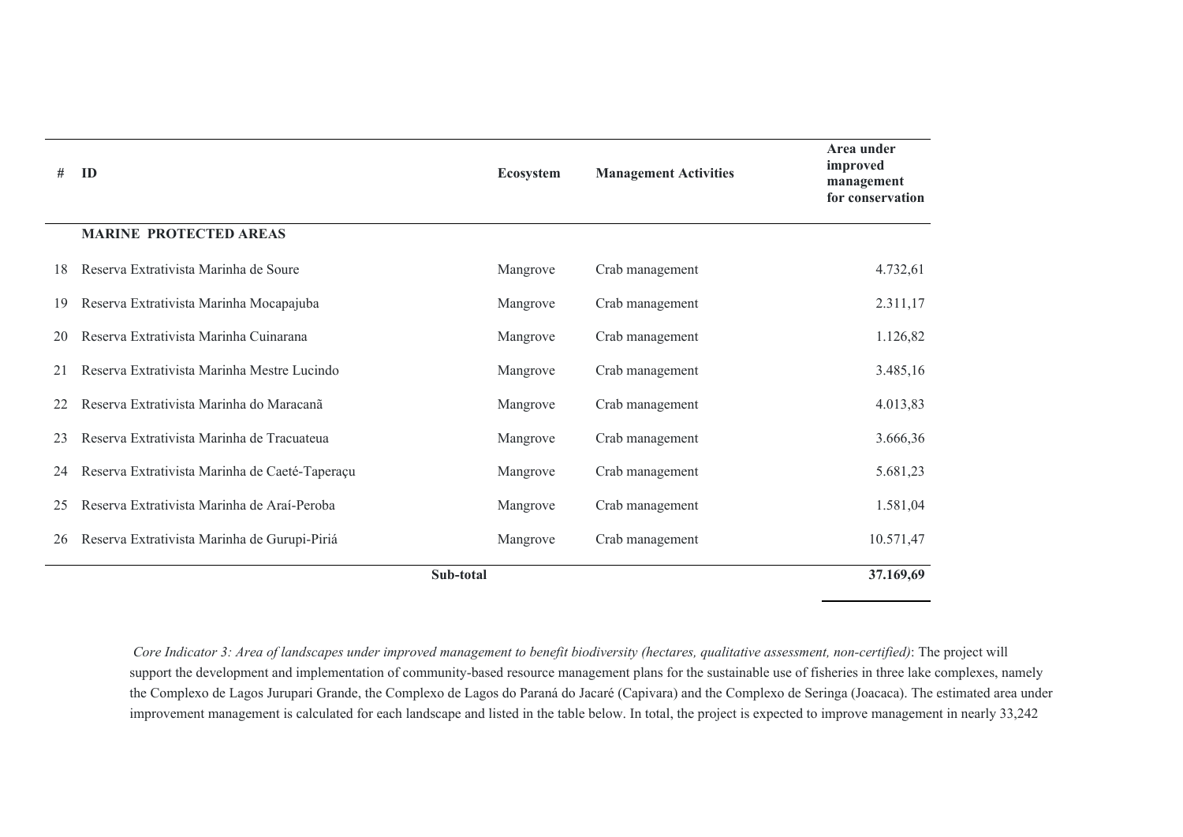| # | ID | Ecosystem | Management Activities | Area under improved management for conservation |
|---|---|---|---|---|
| | **MARINE PROTECTED AREAS** | | | |
| 18 | Reserva Extrativista Marinha de Soure | Mangrove | Crab management | 4.732,61 |
| 19 | Reserva Extrativista Marinha Mocapajuba | Mangrove | Crab management | 2.311,17 |
| 20 | Reserva Extrativista Marinha Cuinarana | Mangrove | Crab management | 1.126,82 |
| 21 | Reserva Extrativista Marinha Mestre Lucindo | Mangrove | Crab management | 3.485,16 |
| 22 | Reserva Extrativista Marinha do Maracanã | Mangrove | Crab management | 4.013,83 |
| 23 | Reserva Extrativista Marinha de Tracuateua | Mangrove | Crab management | 3.666,36 |
| 24 | Reserva Extrativista Marinha de Caeté-Taperaçu | Mangrove | Crab management | 5.681,23 |
| 25 | Reserva Extrativista Marinha de Araí-Peroba | Mangrove | Crab management | 1.581,04 |
| 26 | Reserva Extrativista Marinha de Gurupi-Piriá | Mangrove | Crab management | 10.571,47 |
| | **Sub-total** | | | **37.169,69** |

*Core Indicator 3: Area of landscapes under improved management to benefit biodiversity (hectares, qualitative assessment, non-certified)*: The project will support the development and implementation of community-based resource management plans for the sustainable use of fisheries in three lake complexes, namely the Complexo de Lagos Jurupari Grande, the Complexo de Lagos do Paraná do Jacaré (Capivara) and the Complexo de Seringa (Joacaca). The estimated area under improvement management is calculated for each landscape and listed in the table below. In total, the project is expected to improve management in nearly 33,242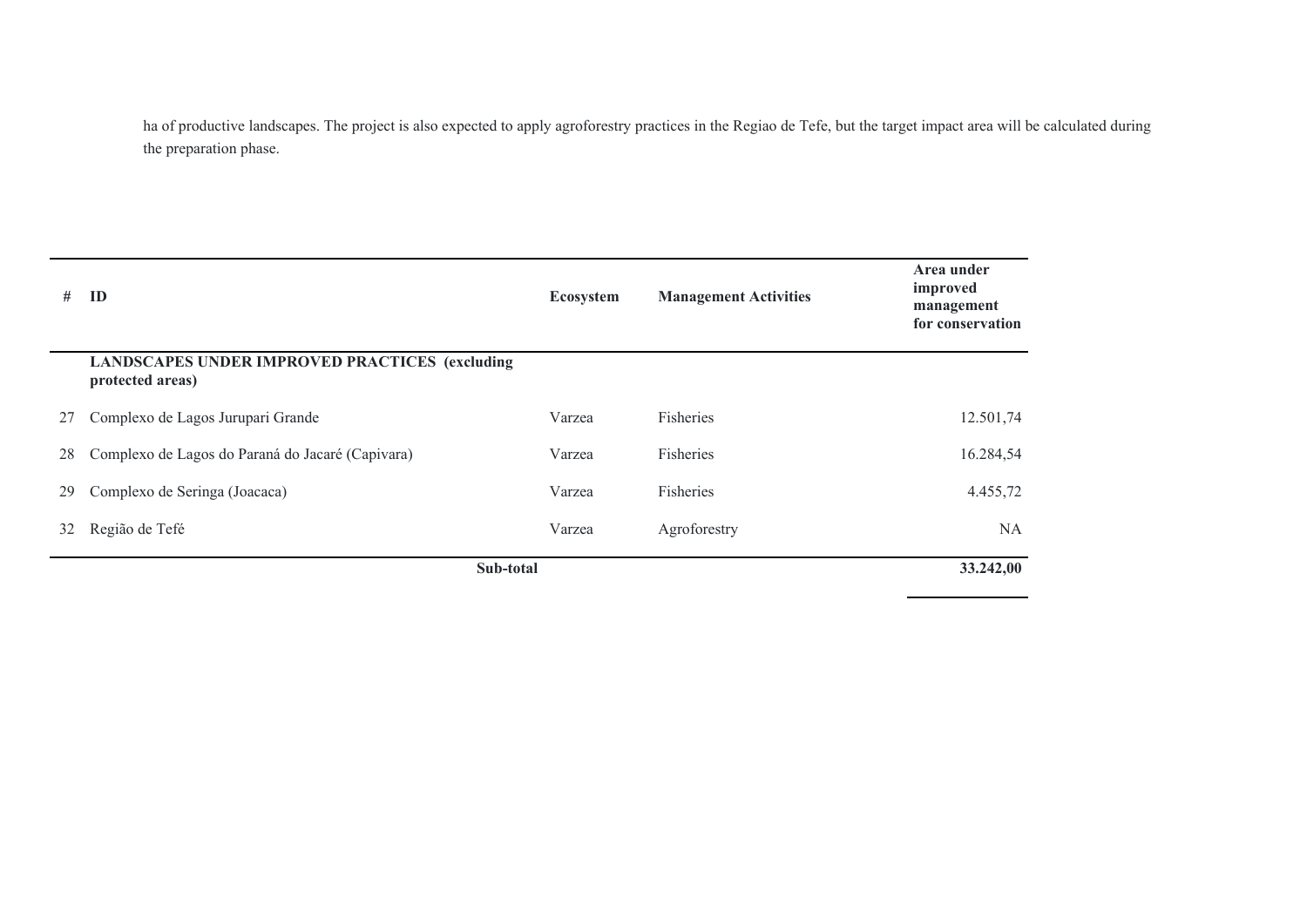ha of productive landscapes. The project is also expected to apply agroforestry practices in the Regiao de Tefe, but the target impact area will be calculated during the preparation phase.

| # | ID | Ecosystem | Management Activities | Area under improved management for conservation |
|---|---|---|---|---|
| | **LANDSCAPES UNDER IMPROVED PRACTICES (excluding protected areas)** | | | |
| 27 | Complexo de Lagos Jurupari Grande | Varzea | Fisheries | 12.501,74 |
| 28 | Complexo de Lagos do Paraná do Jacaré (Capivara) | Varzea | Fisheries | 16.284,54 |
| 29 | Complexo de Seringa (Joacaca) | Varzea | Fisheries | 4.455,72 |
| 32 | Região de Tefé | Varzea | Agroforestry | NA |
| | **Sub-total** | | | **33.242,00** |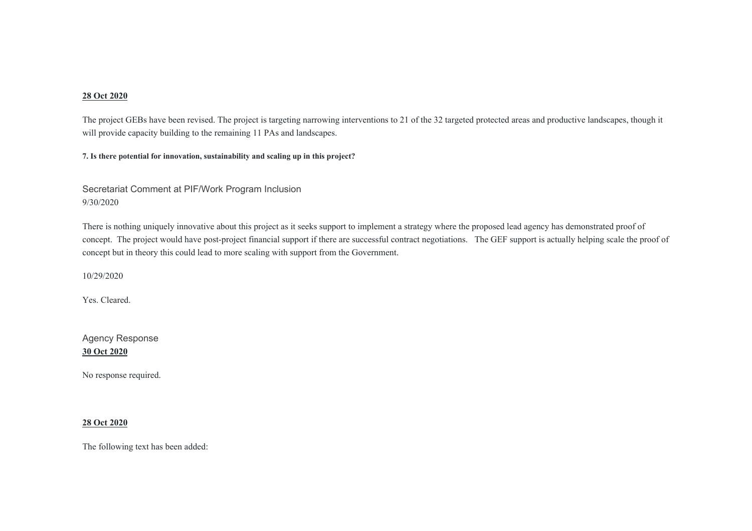**28 Oct 2020**

The project GEBs have been revised. The project is targeting narrowing interventions to 21 of the 32 targeted protected areas and productive landscapes, though it will provide capacity building to the remaining 11 PAs and landscapes.

**7. Is there potential for innovation, sustainability and scaling up in this project?**

Secretariat Comment at PIF/Work Program Inclusion
9/30/2020

There is nothing uniquely innovative about this project as it seeks support to implement a strategy where the proposed lead agency has demonstrated proof of concept. The project would have post-project financial support if there are successful contract negotiations. The GEF support is actually helping scale the proof of concept but in theory this could lead to more scaling with support from the Government.

10/29/2020

Yes. Cleared.

Agency Response
**30 Oct 2020**

No response required.

**28 Oct 2020**

The following text has been added: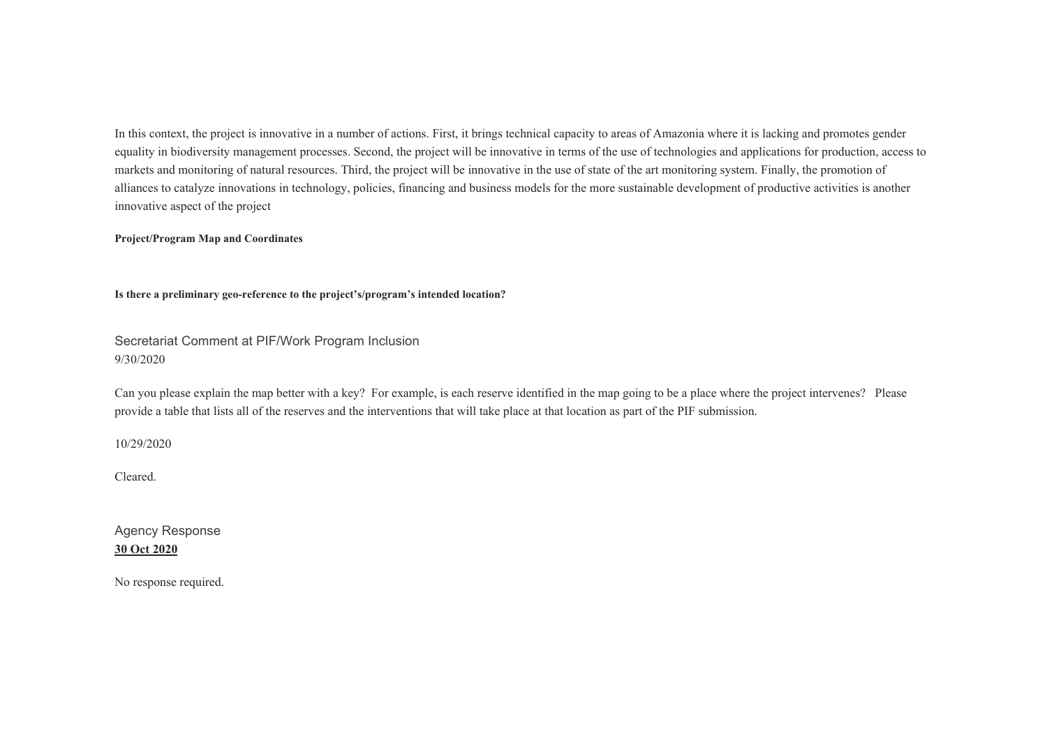In this context, the project is innovative in a number of actions. First, it brings technical capacity to areas of Amazonia where it is lacking and promotes gender equality in biodiversity management processes. Second, the project will be innovative in terms of the use of technologies and applications for production, access to markets and monitoring of natural resources. Third, the project will be innovative in the use of state of the art monitoring system. Finally, the promotion of alliances to catalyze innovations in technology, policies, financing and business models for the more sustainable development of productive activities is another innovative aspect of the project

**Project/Program Map and Coordinates**

**Is there a preliminary geo-reference to the project's/program's intended location?**

Secretariat Comment at PIF/Work Program Inclusion
9/30/2020

Can you please explain the map better with a key? For example, is each reserve identified in the map going to be a place where the project intervenes? Please provide a table that lists all of the reserves and the interventions that will take place at that location as part of the PIF submission.

10/29/2020

Cleared.

Agency Response
**30 Oct 2020**

No response required.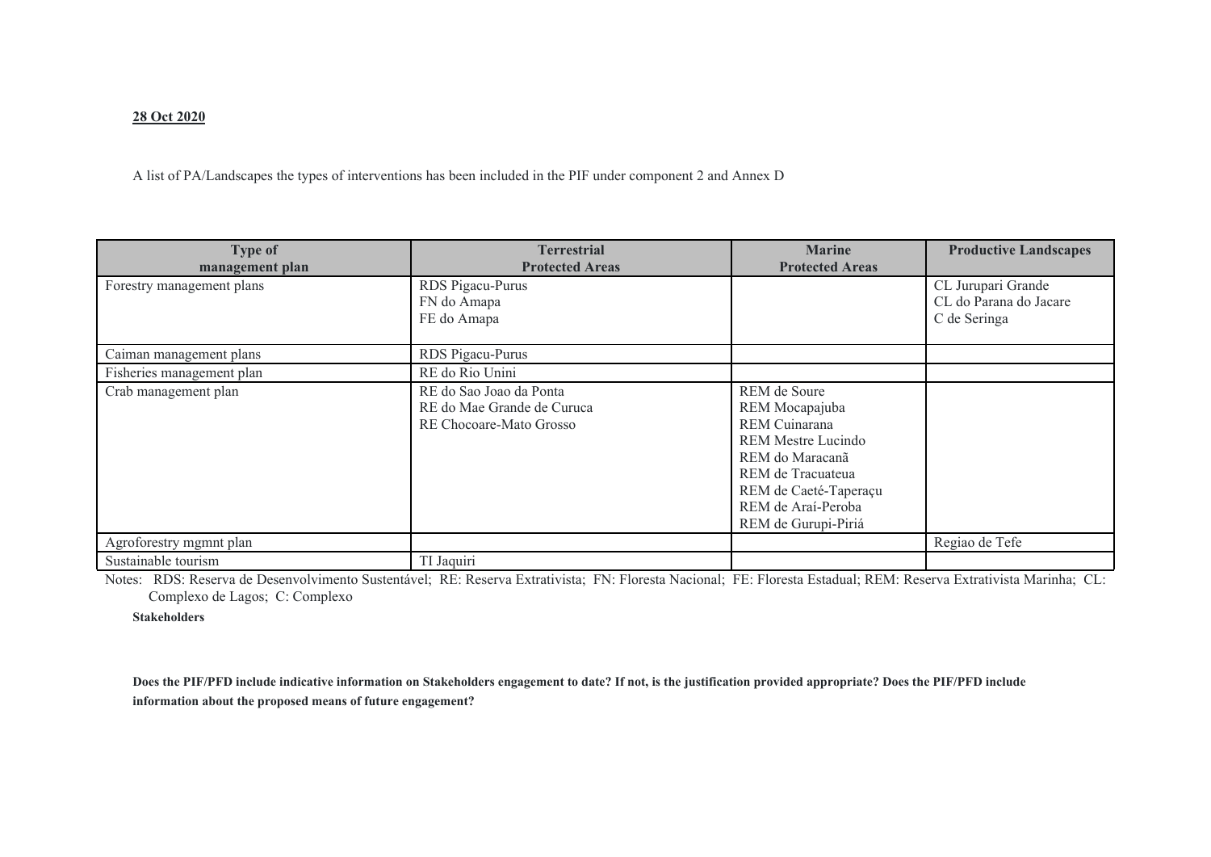**28 Oct 2020**

A list of PA/Landscapes the types of interventions has been included in the PIF under component 2 and Annex D

| Type of management plan | Terrestrial Protected Areas | Marine Protected Areas | Productive Landscapes |
|---|---|---|---|
| Forestry management plans | RDS Pigacu-Purus<br>FN do Amapa<br>FE do Amapa | | CL Jurupari Grande<br>CL do Parana do Jacare<br>C de Seringa |
| Caiman management plans | RDS Pigacu-Purus | | |
| Fisheries management plan | RE do Rio Unini | | |
| Crab management plan | RE do Sao Joao da Ponta<br>RE do Mae Grande de Curuca<br>RE Chocoare-Mato Grosso | REM de Soure<br>REM Mocapajuba<br>REM Cuinarana<br>REM Mestre Lucindo<br>REM do Maracanã<br>REM de Tracuateua<br>REM de Caeté-Taperaçu<br>REM de Araí-Peroba<br>REM de Gurupi-Piriá | |
| Agroforestry mgmnt plan | | | Regiao de Tefe |
| Sustainable tourism | TI Jaquiri | | |

Notes: RDS: Reserva de Desenvolvimento Sustentável; RE: Reserva Extrativista; FN: Floresta Nacional; FE: Floresta Estadual; REM: Reserva Extrativista Marinha; CL: Complexo de Lagos; C: Complexo

**Stakeholders**

**Does the PIF/PFD include indicative information on Stakeholders engagement to date? If not, is the justification provided appropriate? Does the PIF/PFD include information about the proposed means of future engagement?**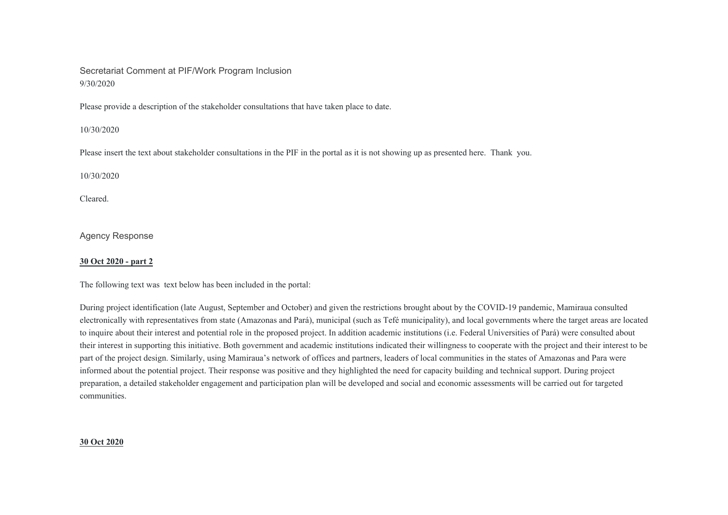Secretariat Comment at PIF/Work Program Inclusion
9/30/2020

Please provide a description of the stakeholder consultations that have taken place to date.

10/30/2020

Please insert the text about stakeholder consultations in the PIF in the portal as it is not showing up as presented here. Thank you.

10/30/2020

Cleared.

Agency Response

**30 Oct 2020 - part 2**

The following text was text below has been included in the portal:

During project identification (late August, September and October) and given the restrictions brought about by the COVID-19 pandemic, Mamiraua consulted electronically with representatives from state (Amazonas and Pará), municipal (such as Tefé municipality), and local governments where the target areas are located to inquire about their interest and potential role in the proposed project. In addition academic institutions (i.e. Federal Universities of Pará) were consulted about their interest in supporting this initiative. Both government and academic institutions indicated their willingness to cooperate with the project and their interest to be part of the project design. Similarly, using Mamiraua's network of offices and partners, leaders of local communities in the states of Amazonas and Para were informed about the potential project. Their response was positive and they highlighted the need for capacity building and technical support. During project preparation, a detailed stakeholder engagement and participation plan will be developed and social and economic assessments will be carried out for targeted communities.

**30 Oct 2020**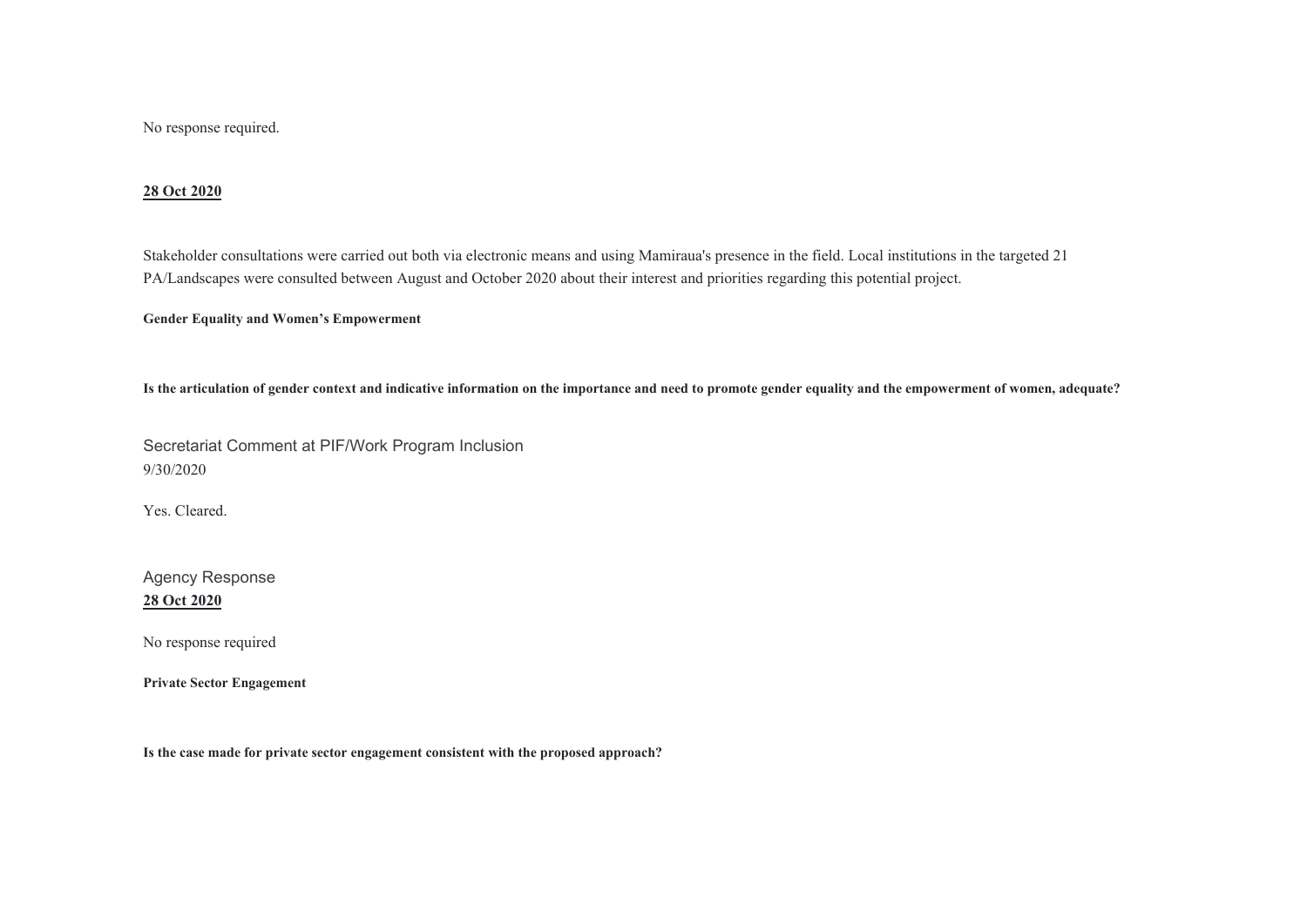No response required.

**28 Oct 2020**

Stakeholder consultations were carried out both via electronic means and using Mamiraua's presence in the field. Local institutions in the targeted 21 PA/Landscapes were consulted between August and October 2020 about their interest and priorities regarding this potential project.

**Gender Equality and Women's Empowerment**

**Is the articulation of gender context and indicative information on the importance and need to promote gender equality and the empowerment of women, adequate?**

Secretariat Comment at PIF/Work Program Inclusion
9/30/2020

Yes. Cleared.

Agency Response
**28 Oct 2020**

No response required

**Private Sector Engagement**

**Is the case made for private sector engagement consistent with the proposed approach?**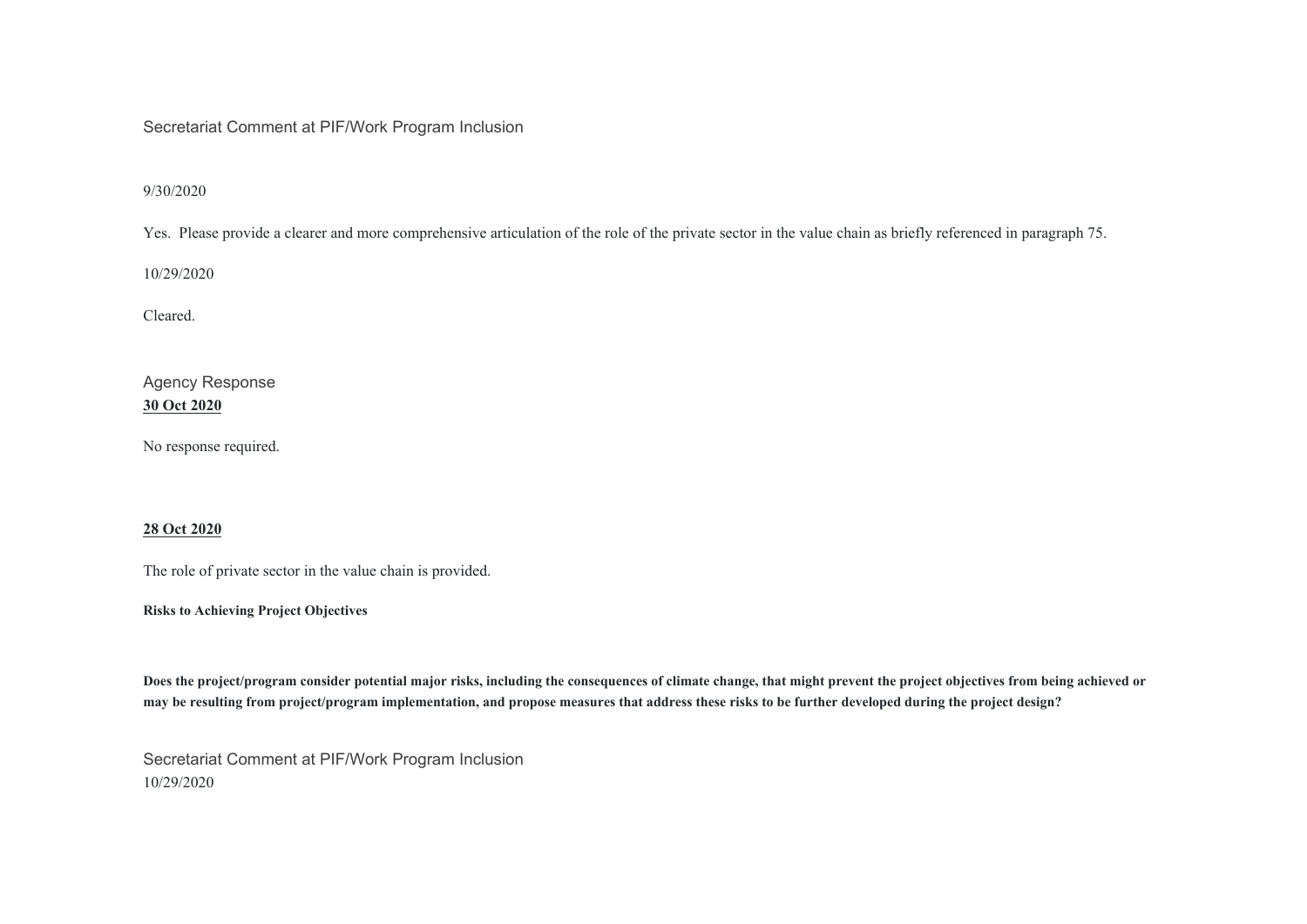Secretariat Comment at PIF/Work Program Inclusion

9/30/2020

Yes. Please provide a clearer and more comprehensive articulation of the role of the private sector in the value chain as briefly referenced in paragraph 75.

10/29/2020

Cleared.

Agency Response

**30 Oct 2020**

No response required.

**28 Oct 2020**

The role of private sector in the value chain is provided.

**Risks to Achieving Project Objectives**

**Does the project/program consider potential major risks, including the consequences of climate change, that might prevent the project objectives from being achieved or may be resulting from project/program implementation, and propose measures that address these risks to be further developed during the project design?**

Secretariat Comment at PIF/Work Program Inclusion

10/29/2020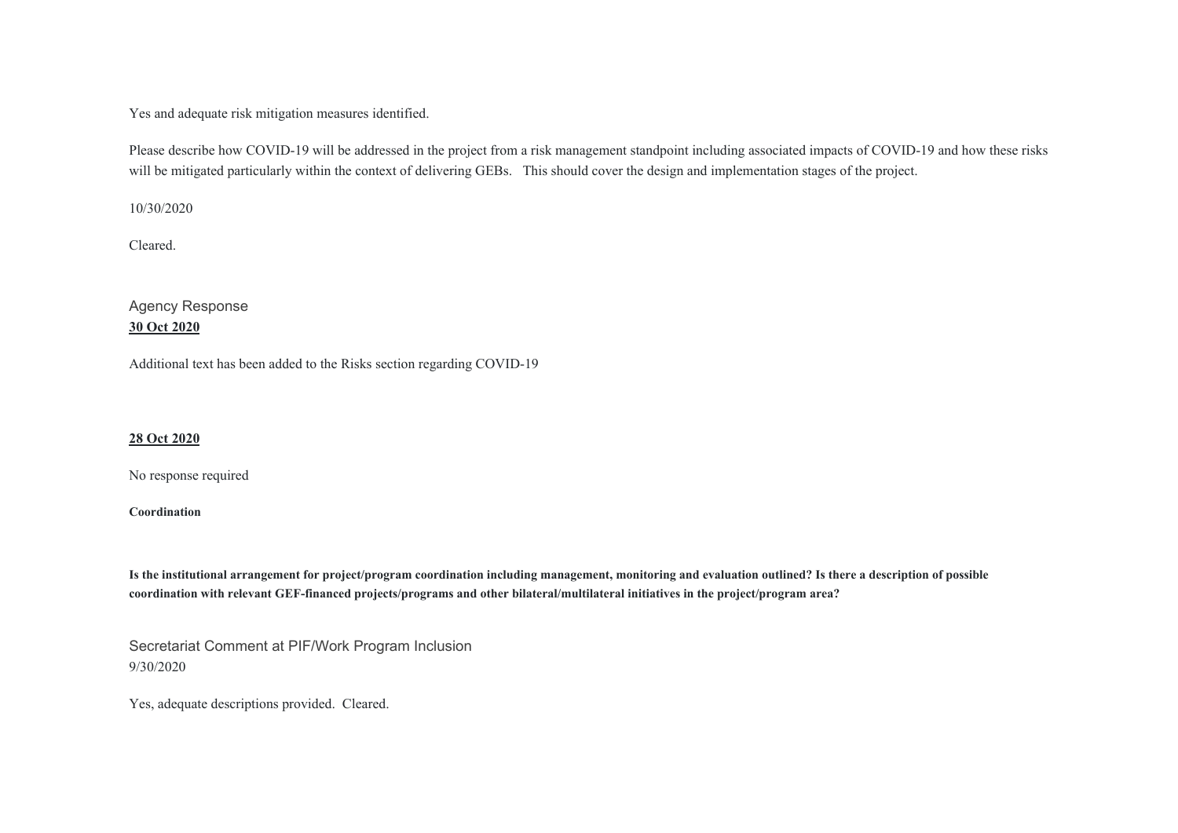Yes and adequate risk mitigation measures identified.

Please describe how COVID-19 will be addressed in the project from a risk management standpoint including associated impacts of COVID-19 and how these risks will be mitigated particularly within the context of delivering GEBs.   This should cover the design and implementation stages of the project.

10/30/2020

Cleared.

Agency Response

**30 Oct 2020**

Additional text has been added to the Risks section regarding COVID-19

**28 Oct 2020**

No response required

**Coordination**

**Is the institutional arrangement for project/program coordination including management, monitoring and evaluation outlined? Is there a description of possible coordination with relevant GEF-financed projects/programs and other bilateral/multilateral initiatives in the project/program area?**

Secretariat Comment at PIF/Work Program Inclusion

9/30/2020

Yes, adequate descriptions provided.  Cleared.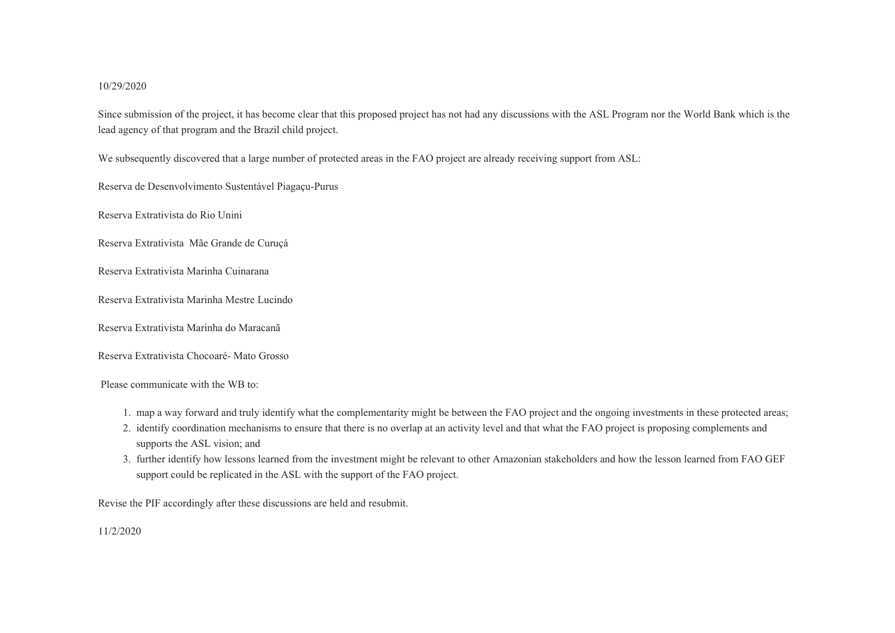10/29/2020

Since submission of the project, it has become clear that this proposed project has not had any discussions with the ASL Program nor the World Bank which is the lead agency of that program and the Brazil child project.

We subsequently discovered that a large number of protected areas in the FAO project are already receiving support from ASL:

Reserva de Desenvolvimento Sustentável Piagaçu-Purus

Reserva Extrativista do Rio Unini

Reserva Extrativista  Mãe Grande de Curuçá

Reserva Extrativista Marinha Cuinarana

Reserva Extrativista Marinha Mestre Lucindo

Reserva Extrativista Marinha do Maracanã

Reserva Extrativista Chocoaré- Mato Grosso

Please communicate with the WB to:

1. map a way forward and truly identify what the complementarity might be between the FAO project and the ongoing investments in these protected areas;
2. identify coordination mechanisms to ensure that there is no overlap at an activity level and that what the FAO project is proposing complements and supports the ASL vision; and
3. further identify how lessons learned from the investment might be relevant to other Amazonian stakeholders and how the lesson learned from FAO GEF support could be replicated in the ASL with the support of the FAO project.

Revise the PIF accordingly after these discussions are held and resubmit.

11/2/2020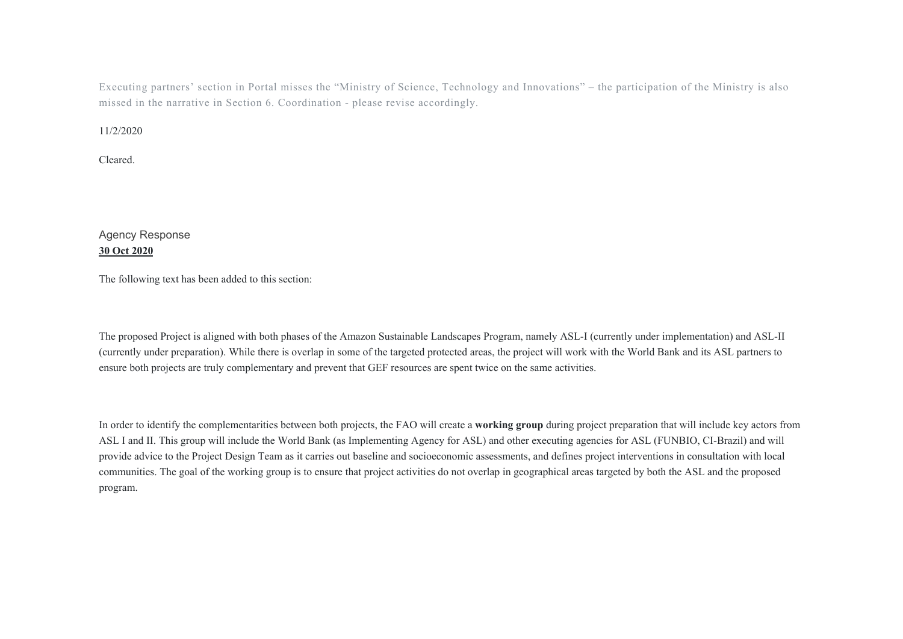Executing partners' section in Portal misses the "Ministry of Science, Technology and Innovations" – the participation of the Ministry is also missed in the narrative in Section 6. Coordination - please revise accordingly.

11/2/2020

Cleared.

Agency Response
**30 Oct 2020**

The following text has been added to this section:

The proposed Project is aligned with both phases of the Amazon Sustainable Landscapes Program, namely ASL-I (currently under implementation) and ASL-II (currently under preparation). While there is overlap in some of the targeted protected areas, the project will work with the World Bank and its ASL partners to ensure both projects are truly complementary and prevent that GEF resources are spent twice on the same activities.

In order to identify the complementarities between both projects, the FAO will create a **working group** during project preparation that will include key actors from ASL I and II. This group will include the World Bank (as Implementing Agency for ASL) and other executing agencies for ASL (FUNBIO, CI-Brazil) and will provide advice to the Project Design Team as it carries out baseline and socioeconomic assessments, and defines project interventions in consultation with local communities. The goal of the working group is to ensure that project activities do not overlap in geographical areas targeted by both the ASL and the proposed program.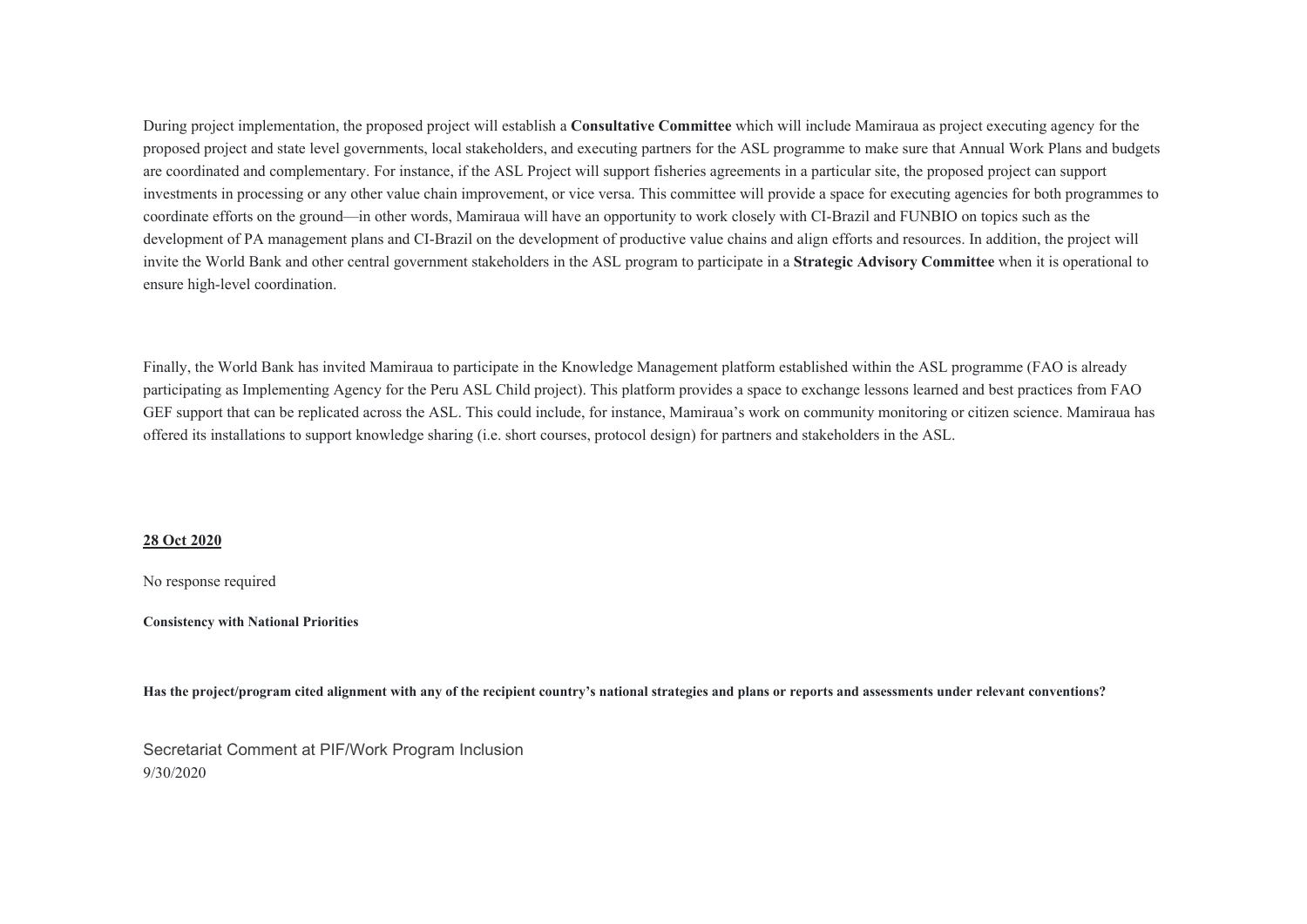During project implementation, the proposed project will establish a **Consultative Committee** which will include Mamiraua as project executing agency for the proposed project and state level governments, local stakeholders, and executing partners for the ASL programme to make sure that Annual Work Plans and budgets are coordinated and complementary. For instance, if the ASL Project will support fisheries agreements in a particular site, the proposed project can support investments in processing or any other value chain improvement, or vice versa. This committee will provide a space for executing agencies for both programmes to coordinate efforts on the ground—in other words, Mamiraua will have an opportunity to work closely with CI-Brazil and FUNBIO on topics such as the development of PA management plans and CI-Brazil on the development of productive value chains and align efforts and resources. In addition, the project will invite the World Bank and other central government stakeholders in the ASL program to participate in a **Strategic Advisory Committee** when it is operational to ensure high-level coordination.

Finally, the World Bank has invited Mamiraua to participate in the Knowledge Management platform established within the ASL programme (FAO is already participating as Implementing Agency for the Peru ASL Child project). This platform provides a space to exchange lessons learned and best practices from FAO GEF support that can be replicated across the ASL. This could include, for instance, Mamiraua's work on community monitoring or citizen science. Mamiraua has offered its installations to support knowledge sharing (i.e. short courses, protocol design) for partners and stakeholders in the ASL.

**28 Oct 2020**

No response required

**Consistency with National Priorities**

**Has the project/program cited alignment with any of the recipient country's national strategies and plans or reports and assessments under relevant conventions?**

Secretariat Comment at PIF/Work Program Inclusion
9/30/2020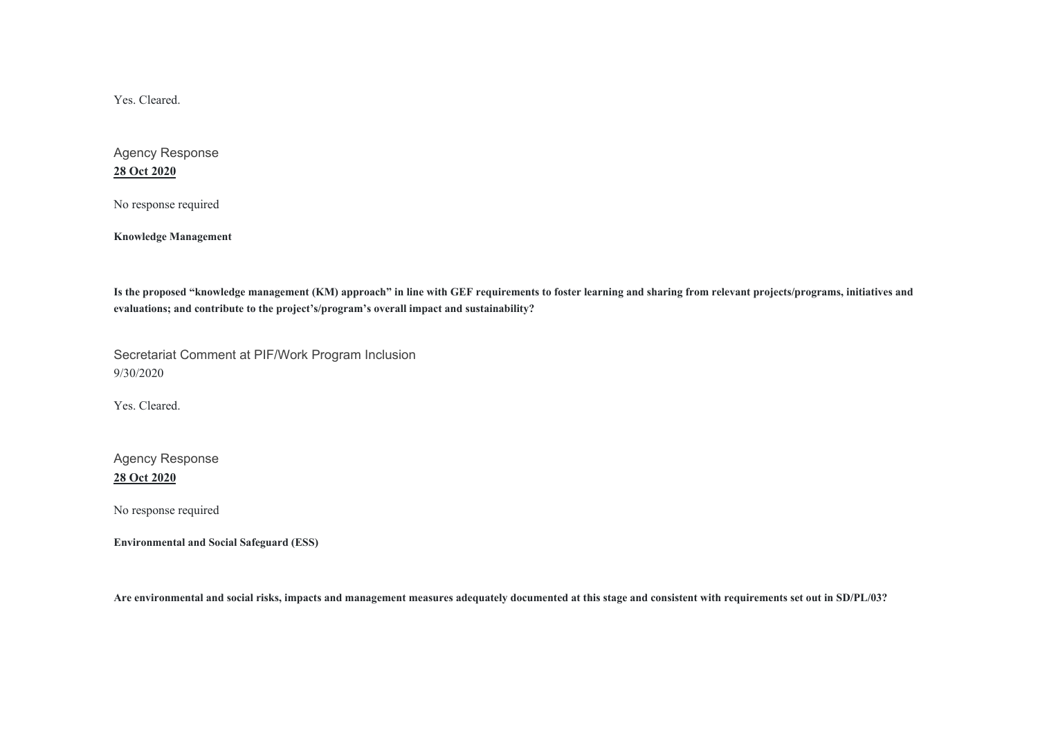Yes. Cleared.

Agency Response
**28 Oct 2020**

No response required

**Knowledge Management**

**Is the proposed "knowledge management (KM) approach" in line with GEF requirements to foster learning and sharing from relevant projects/programs, initiatives and evaluations; and contribute to the project's/program's overall impact and sustainability?**

Secretariat Comment at PIF/Work Program Inclusion
9/30/2020

Yes. Cleared.

Agency Response
**28 Oct 2020**

No response required

**Environmental and Social Safeguard (ESS)**

**Are environmental and social risks, impacts and management measures adequately documented at this stage and consistent with requirements set out in SD/PL/03?**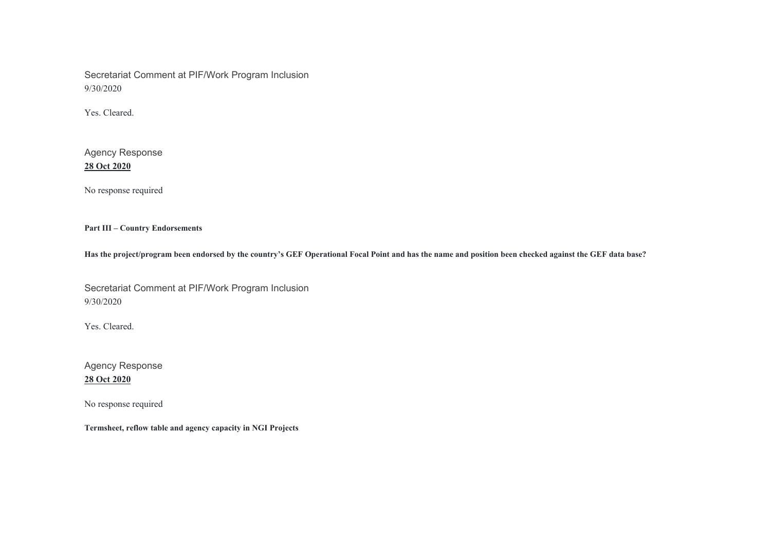Secretariat Comment at PIF/Work Program Inclusion
9/30/2020

Yes. Cleared.

Agency Response
**28 Oct 2020**

No response required

**Part III – Country Endorsements**

**Has the project/program been endorsed by the country's GEF Operational Focal Point and has the name and position been checked against the GEF data base?**

Secretariat Comment at PIF/Work Program Inclusion
9/30/2020

Yes. Cleared.

Agency Response
**28 Oct 2020**

No response required

**Termsheet, reflow table and agency capacity in NGI Projects**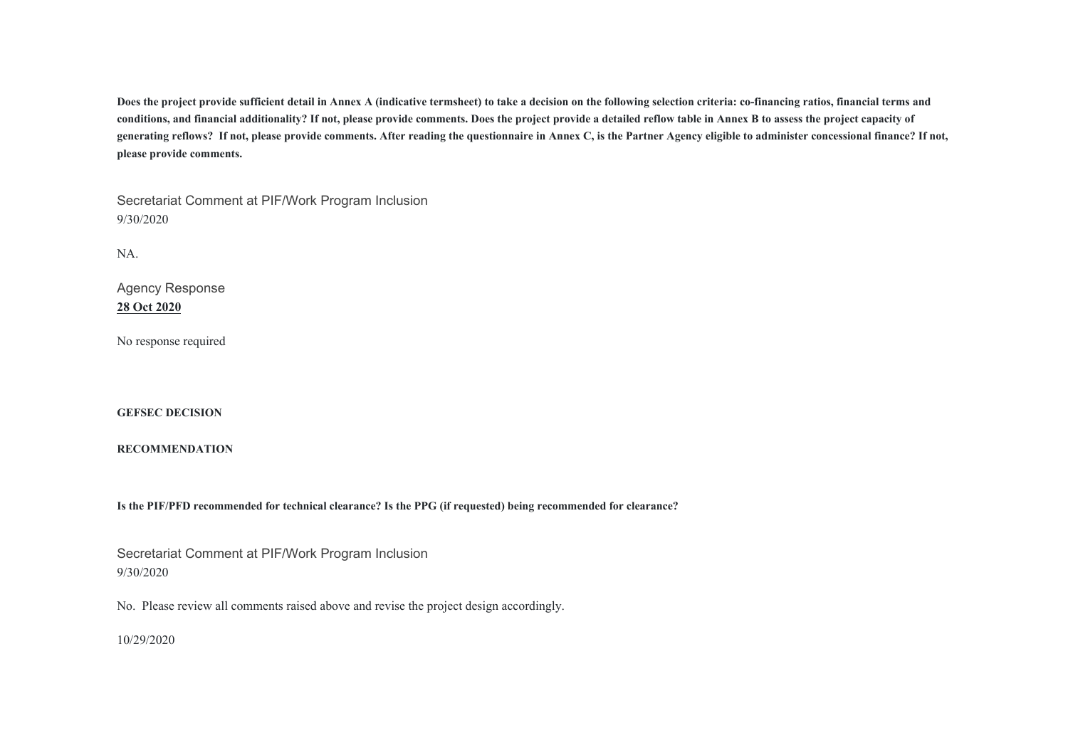**Does the project provide sufficient detail in Annex A (indicative termsheet) to take a decision on the following selection criteria: co-financing ratios, financial terms and conditions, and financial additionality? If not, please provide comments. Does the project provide a detailed reflow table in Annex B to assess the project capacity of generating reflows? If not, please provide comments. After reading the questionnaire in Annex C, is the Partner Agency eligible to administer concessional finance? If not, please provide comments.**

Secretariat Comment at PIF/Work Program Inclusion
9/30/2020

NA.

Agency Response
**28 Oct 2020**

No response required

**GEFSEC DECISION**

**RECOMMENDATION**

**Is the PIF/PFD recommended for technical clearance? Is the PPG (if requested) being recommended for clearance?**

Secretariat Comment at PIF/Work Program Inclusion
9/30/2020

No. Please review all comments raised above and revise the project design accordingly.

10/29/2020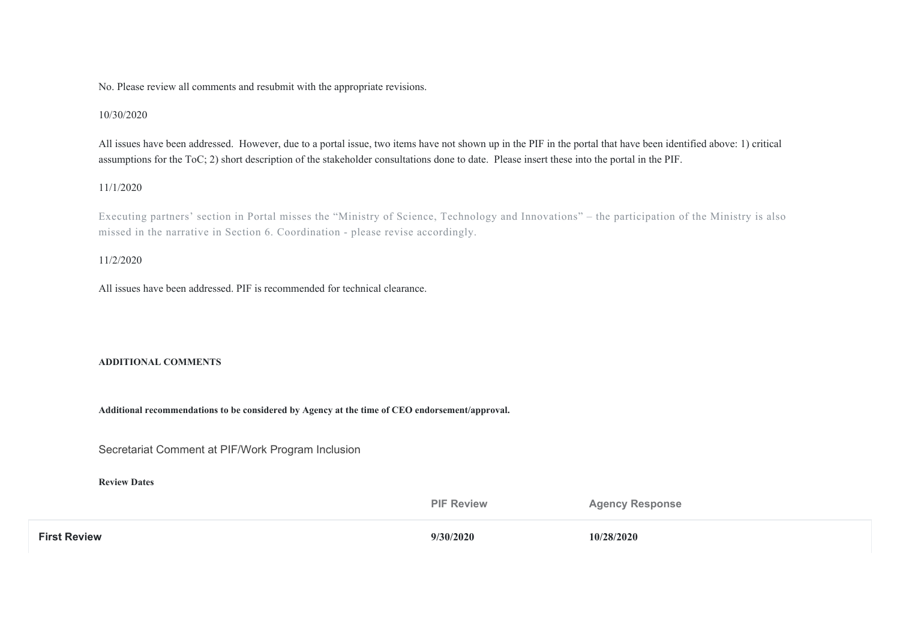No. Please review all comments and resubmit with the appropriate revisions.

10/30/2020

All issues have been addressed. However, due to a portal issue, two items have not shown up in the PIF in the portal that have been identified above: 1) critical assumptions for the ToC; 2) short description of the stakeholder consultations done to date. Please insert these into the portal in the PIF.

11/1/2020

Executing partners' section in Portal misses the "Ministry of Science, Technology and Innovations" – the participation of the Ministry is also missed in the narrative in Section 6. Coordination - please revise accordingly.

11/2/2020

All issues have been addressed. PIF is recommended for technical clearance.

**ADDITIONAL COMMENTS**

**Additional recommendations to be considered by Agency at the time of CEO endorsement/approval.**

Secretariat Comment at PIF/Work Program Inclusion

**Review Dates**

| | PIF Review | Agency Response |
|---|---|---|
| **First Review** | **9/30/2020** | **10/28/2020** |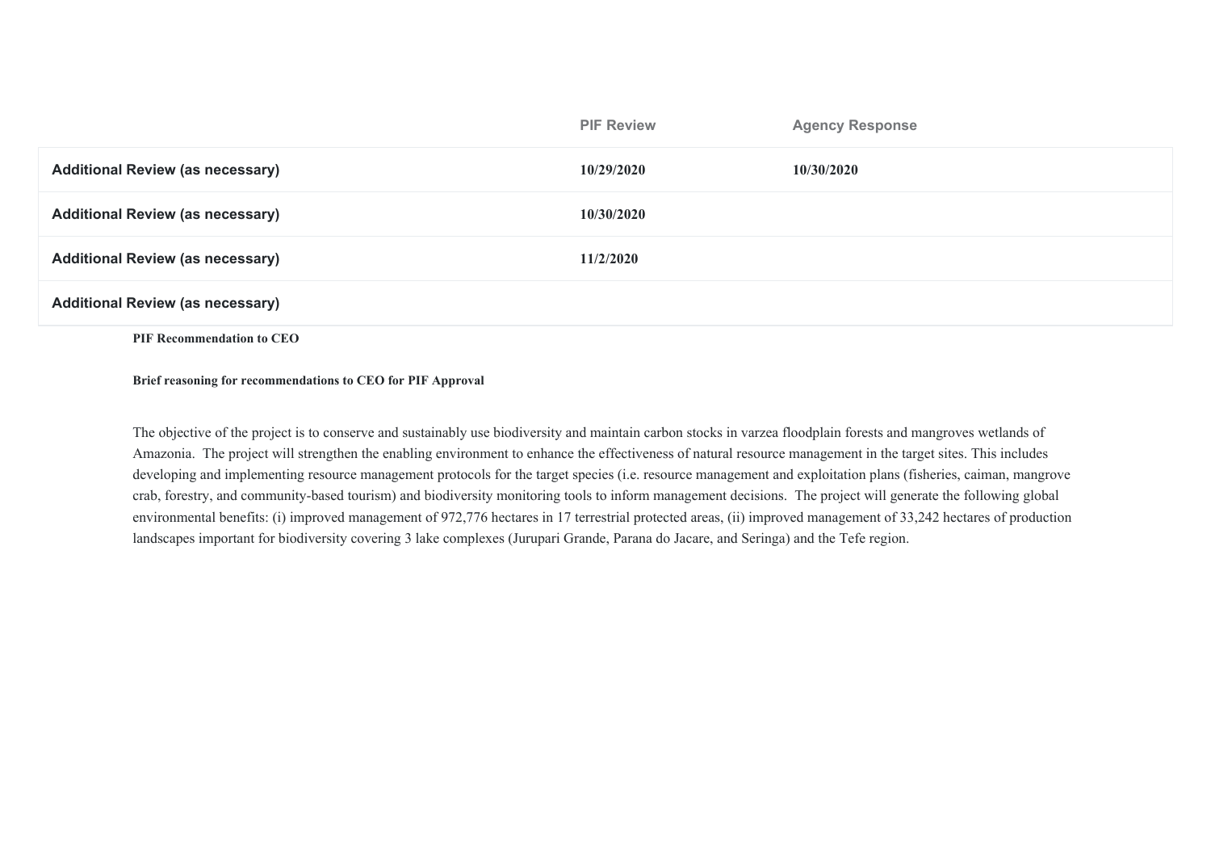| | PIF Review | Agency Response |
|---|---|---|
| **Additional Review (as necessary)** | **10/29/2020** | **10/30/2020** |
| **Additional Review (as necessary)** | **10/30/2020** | |
| **Additional Review (as necessary)** | **11/2/2020** | |
| **Additional Review (as necessary)** | | |

**PIF Recommendation to CEO**

**Brief reasoning for recommendations to CEO for PIF Approval**

The objective of the project is to conserve and sustainably use biodiversity and maintain carbon stocks in varzea floodplain forests and mangroves wetlands of Amazonia. The project will strengthen the enabling environment to enhance the effectiveness of natural resource management in the target sites. This includes developing and implementing resource management protocols for the target species (i.e. resource management and exploitation plans (fisheries, caiman, mangrove crab, forestry, and community-based tourism) and biodiversity monitoring tools to inform management decisions. The project will generate the following global environmental benefits: (i) improved management of 972,776 hectares in 17 terrestrial protected areas, (ii) improved management of 33,242 hectares of production landscapes important for biodiversity covering 3 lake complexes (Jurupari Grande, Parana do Jacare, and Seringa) and the Tefe region.